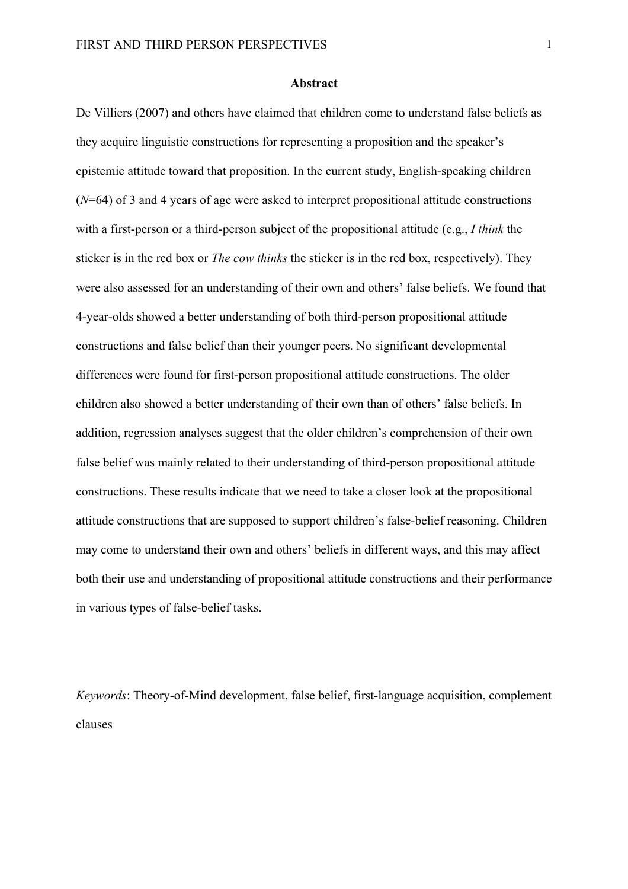## Abstract

De Villiers (2007) and others have claimed that children come to understand false beliefs as they acquire linguistic constructions for representing a proposition and the speaker's epistemic attitude toward that proposition. In the current study, English-speaking children ($N$=64) of 3 and 4 years of age were asked to interpret propositional attitude constructions with a first-person or a third-person subject of the propositional attitude (e.g., *I think* the sticker is in the red box or *The cow thinks* the sticker is in the red box, respectively). They were also assessed for an understanding of their own and others' false beliefs. We found that 4-year-olds showed a better understanding of both third-person propositional attitude constructions and false belief than their younger peers. No significant developmental differences were found for first-person propositional attitude constructions. The older children also showed a better understanding of their own than of others' false beliefs. In addition, regression analyses suggest that the older children's comprehension of their own false belief was mainly related to their understanding of third-person propositional attitude constructions. These results indicate that we need to take a closer look at the propositional attitude constructions that are supposed to support children's false-belief reasoning. Children may come to understand their own and others' beliefs in different ways, and this may affect both their use and understanding of propositional attitude constructions and their performance in various types of false-belief tasks.

*Keywords*: Theory-of-Mind development, false belief, first-language acquisition, complement clauses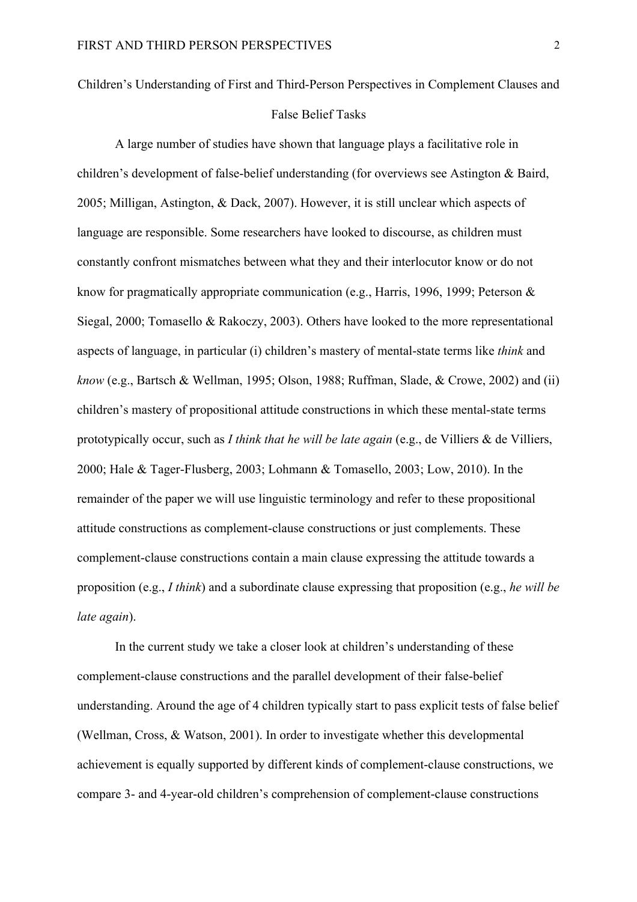# Children's Understanding of First and Third-Person Perspectives in Complement Clauses and False Belief Tasks

A large number of studies have shown that language plays a facilitative role in children's development of false-belief understanding (for overviews see Astington & Baird, 2005; Milligan, Astington, & Dack, 2007). However, it is still unclear which aspects of language are responsible. Some researchers have looked to discourse, as children must constantly confront mismatches between what they and their interlocutor know or do not know for pragmatically appropriate communication (e.g., Harris, 1996, 1999; Peterson & Siegal, 2000; Tomasello & Rakoczy, 2003). Others have looked to the more representational aspects of language, in particular (i) children's mastery of mental-state terms like *think* and *know* (e.g., Bartsch & Wellman, 1995; Olson, 1988; Ruffman, Slade, & Crowe, 2002) and (ii) children's mastery of propositional attitude constructions in which these mental-state terms prototypically occur, such as *I think that he will be late again* (e.g., de Villiers & de Villiers, 2000; Hale & Tager-Flusberg, 2003; Lohmann & Tomasello, 2003; Low, 2010). In the remainder of the paper we will use linguistic terminology and refer to these propositional attitude constructions as complement-clause constructions or just complements. These complement-clause constructions contain a main clause expressing the attitude towards a proposition (e.g., *I think*) and a subordinate clause expressing that proposition (e.g., *he will be late again*).

In the current study we take a closer look at children's understanding of these complement-clause constructions and the parallel development of their false-belief understanding. Around the age of 4 children typically start to pass explicit tests of false belief (Wellman, Cross, & Watson, 2001). In order to investigate whether this developmental achievement is equally supported by different kinds of complement-clause constructions, we compare 3- and 4-year-old children's comprehension of complement-clause constructions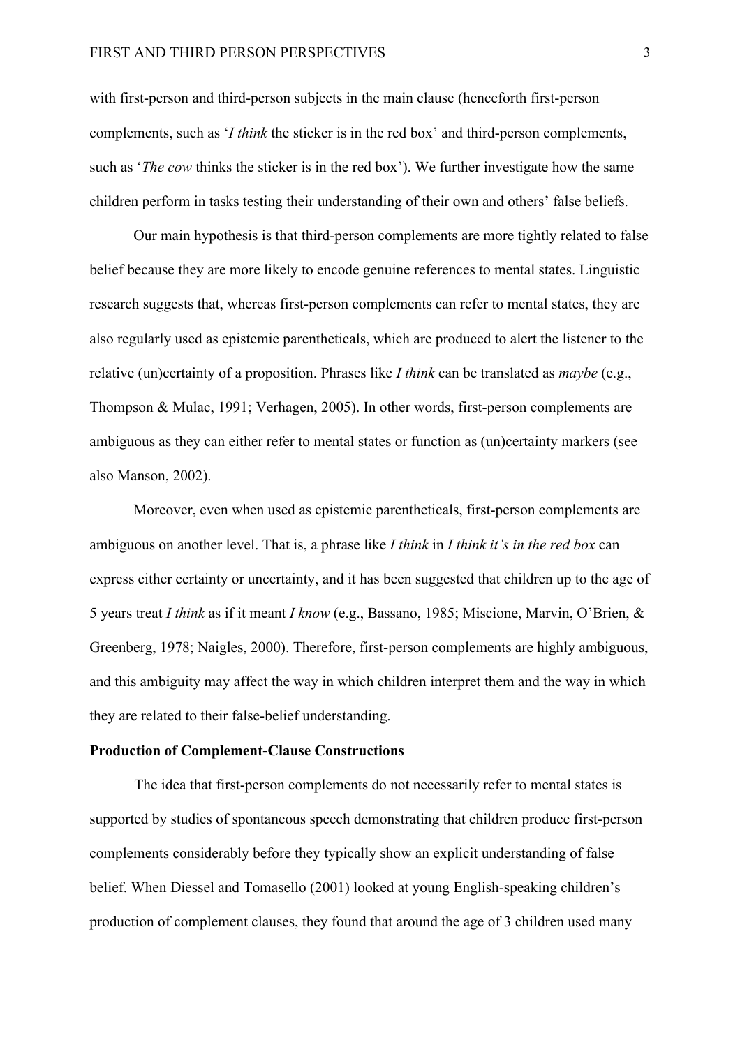with first-person and third-person subjects in the main clause (henceforth first-person complements, such as '*I think* the sticker is in the red box' and third-person complements, such as '*The cow* thinks the sticker is in the red box'). We further investigate how the same children perform in tasks testing their understanding of their own and others' false beliefs.

Our main hypothesis is that third-person complements are more tightly related to false belief because they are more likely to encode genuine references to mental states. Linguistic research suggests that, whereas first-person complements can refer to mental states, they are also regularly used as epistemic parentheticals, which are produced to alert the listener to the relative (un)certainty of a proposition. Phrases like *I think* can be translated as *maybe* (e.g., Thompson & Mulac, 1991; Verhagen, 2005). In other words, first-person complements are ambiguous as they can either refer to mental states or function as (un)certainty markers (see also Manson, 2002).

Moreover, even when used as epistemic parentheticals, first-person complements are ambiguous on another level. That is, a phrase like *I think* in *I think it's in the red box* can express either certainty or uncertainty, and it has been suggested that children up to the age of 5 years treat *I think* as if it meant *I know* (e.g., Bassano, 1985; Miscione, Marvin, O'Brien, & Greenberg, 1978; Naigles, 2000). Therefore, first-person complements are highly ambiguous, and this ambiguity may affect the way in which children interpret them and the way in which they are related to their false-belief understanding.

**Production of Complement-Clause Constructions**

The idea that first-person complements do not necessarily refer to mental states is supported by studies of spontaneous speech demonstrating that children produce first-person complements considerably before they typically show an explicit understanding of false belief. When Diessel and Tomasello (2001) looked at young English-speaking children's production of complement clauses, they found that around the age of 3 children used many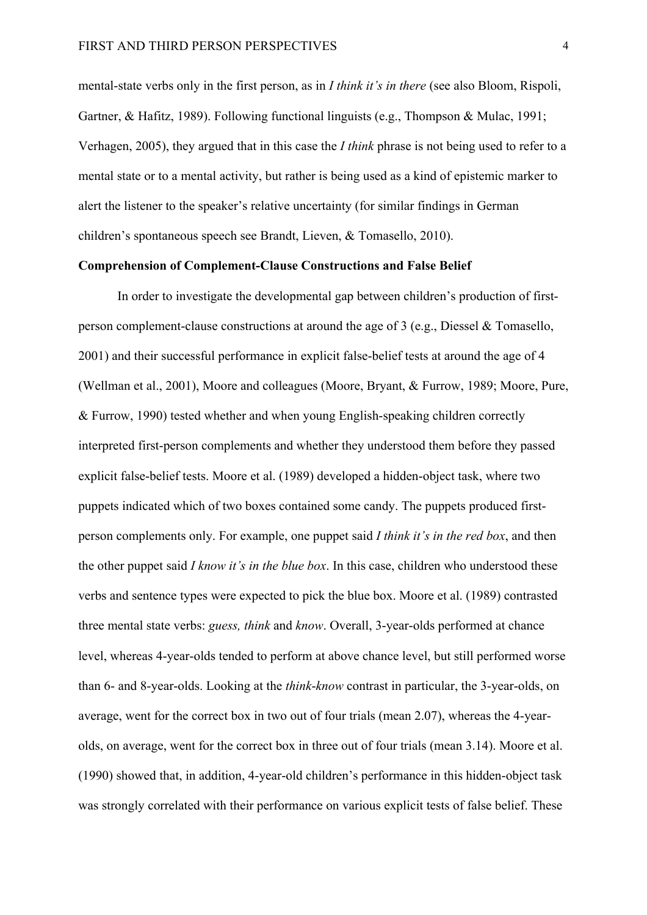mental-state verbs only in the first person, as in *I think it's in there* (see also Bloom, Rispoli, Gartner, & Hafitz, 1989). Following functional linguists (e.g., Thompson & Mulac, 1991; Verhagen, 2005), they argued that in this case the *I think* phrase is not being used to refer to a mental state or to a mental activity, but rather is being used as a kind of epistemic marker to alert the listener to the speaker's relative uncertainty (for similar findings in German children's spontaneous speech see Brandt, Lieven, & Tomasello, 2010).

**Comprehension of Complement-Clause Constructions and False Belief**

In order to investigate the developmental gap between children's production of first-person complement-clause constructions at around the age of 3 (e.g., Diessel & Tomasello, 2001) and their successful performance in explicit false-belief tests at around the age of 4 (Wellman et al., 2001), Moore and colleagues (Moore, Bryant, & Furrow, 1989; Moore, Pure, & Furrow, 1990) tested whether and when young English-speaking children correctly interpreted first-person complements and whether they understood them before they passed explicit false-belief tests. Moore et al. (1989) developed a hidden-object task, where two puppets indicated which of two boxes contained some candy. The puppets produced first-person complements only. For example, one puppet said *I think it's in the red box*, and then the other puppet said *I know it's in the blue box*. In this case, children who understood these verbs and sentence types were expected to pick the blue box. Moore et al. (1989) contrasted three mental state verbs: *guess, think* and *know*. Overall, 3-year-olds performed at chance level, whereas 4-year-olds tended to perform at above chance level, but still performed worse than 6- and 8-year-olds. Looking at the *think-know* contrast in particular, the 3-year-olds, on average, went for the correct box in two out of four trials (mean 2.07), whereas the 4-year-olds, on average, went for the correct box in three out of four trials (mean 3.14). Moore et al. (1990) showed that, in addition, 4-year-old children's performance in this hidden-object task was strongly correlated with their performance on various explicit tests of false belief. These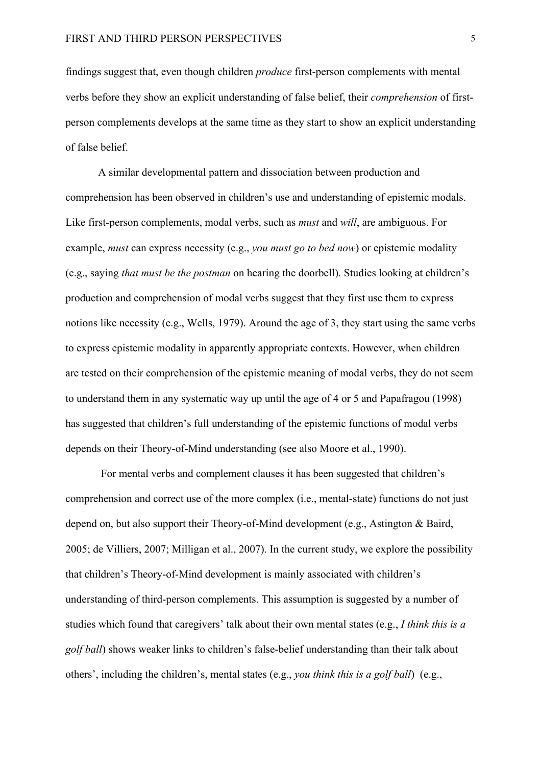findings suggest that, even though children *produce* first-person complements with mental verbs before they show an explicit understanding of false belief, their *comprehension* of first-person complements develops at the same time as they start to show an explicit understanding of false belief.

A similar developmental pattern and dissociation between production and comprehension has been observed in children's use and understanding of epistemic modals. Like first-person complements, modal verbs, such as *must* and *will*, are ambiguous. For example, *must* can express necessity (e.g., *you must go to bed now*) or epistemic modality (e.g., saying *that must be the postman* on hearing the doorbell). Studies looking at children's production and comprehension of modal verbs suggest that they first use them to express notions like necessity (e.g., Wells, 1979). Around the age of 3, they start using the same verbs to express epistemic modality in apparently appropriate contexts. However, when children are tested on their comprehension of the epistemic meaning of modal verbs, they do not seem to understand them in any systematic way up until the age of 4 or 5 and Papafragou (1998) has suggested that children's full understanding of the epistemic functions of modal verbs depends on their Theory-of-Mind understanding (see also Moore et al., 1990).

For mental verbs and complement clauses it has been suggested that children's comprehension and correct use of the more complex (i.e., mental-state) functions do not just depend on, but also support their Theory-of-Mind development (e.g., Astington & Baird, 2005; de Villiers, 2007; Milligan et al., 2007). In the current study, we explore the possibility that children's Theory-of-Mind development is mainly associated with children's understanding of third-person complements. This assumption is suggested by a number of studies which found that caregivers' talk about their own mental states (e.g., *I think this is a golf ball*) shows weaker links to children's false-belief understanding than their talk about others', including the children's, mental states (e.g., *you think this is a golf ball*) (e.g.,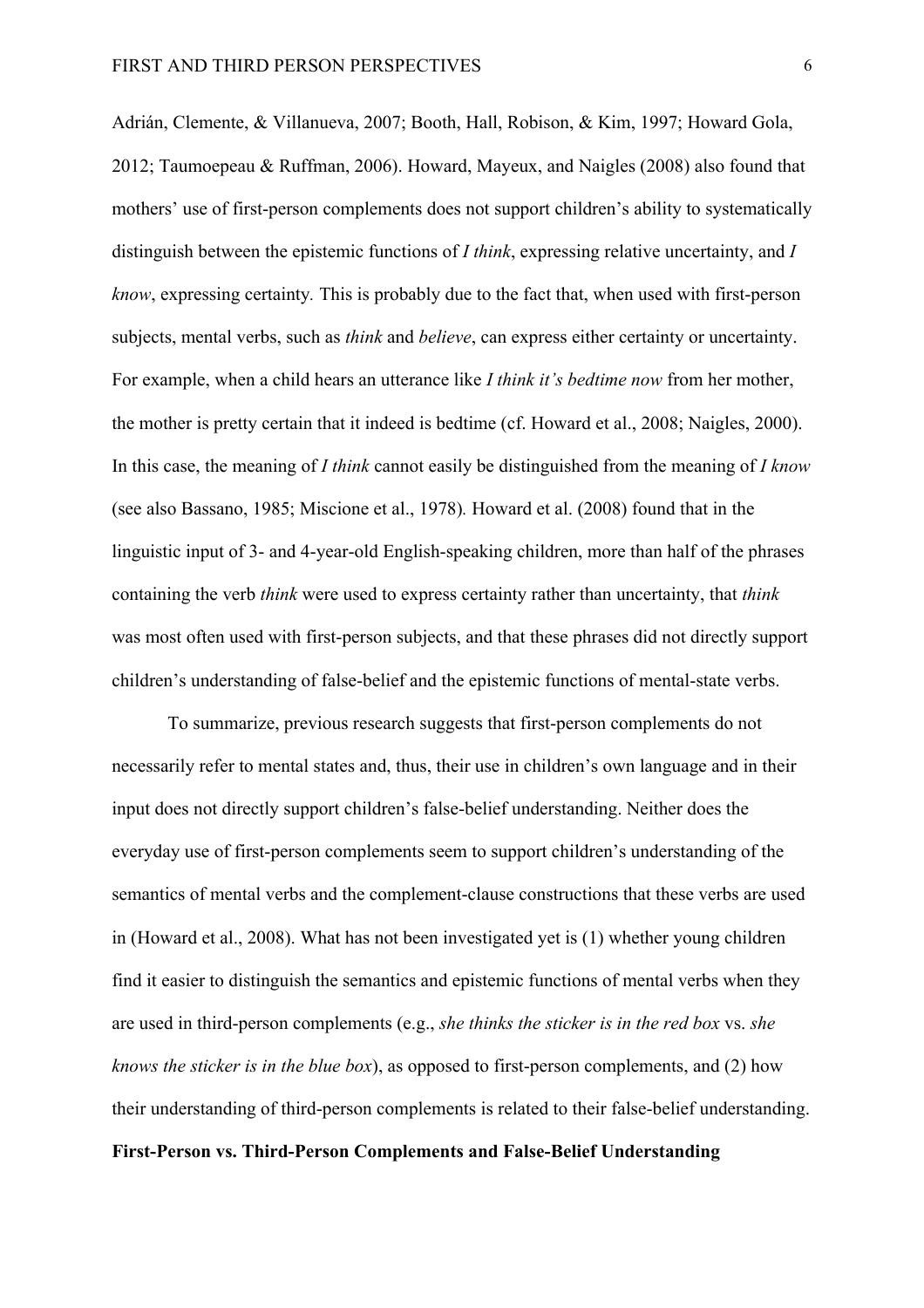Adrián, Clemente, & Villanueva, 2007; Booth, Hall, Robison, & Kim, 1997; Howard Gola, 2012; Taumoepeau & Ruffman, 2006). Howard, Mayeux, and Naigles (2008) also found that mothers' use of first-person complements does not support children's ability to systematically distinguish between the epistemic functions of *I think*, expressing relative uncertainty, and *I know*, expressing certainty. This is probably due to the fact that, when used with first-person subjects, mental verbs, such as *think* and *believe*, can express either certainty or uncertainty. For example, when a child hears an utterance like *I think it's bedtime now* from her mother, the mother is pretty certain that it indeed is bedtime (cf. Howard et al., 2008; Naigles, 2000). In this case, the meaning of *I think* cannot easily be distinguished from the meaning of *I know* (see also Bassano, 1985; Miscione et al., 1978). Howard et al. (2008) found that in the linguistic input of 3- and 4-year-old English-speaking children, more than half of the phrases containing the verb *think* were used to express certainty rather than uncertainty, that *think* was most often used with first-person subjects, and that these phrases did not directly support children's understanding of false-belief and the epistemic functions of mental-state verbs.

To summarize, previous research suggests that first-person complements do not necessarily refer to mental states and, thus, their use in children's own language and in their input does not directly support children's false-belief understanding. Neither does the everyday use of first-person complements seem to support children's understanding of the semantics of mental verbs and the complement-clause constructions that these verbs are used in (Howard et al., 2008). What has not been investigated yet is (1) whether young children find it easier to distinguish the semantics and epistemic functions of mental verbs when they are used in third-person complements (e.g., *she thinks the sticker is in the red box* vs. *she knows the sticker is in the blue box*), as opposed to first-person complements, and (2) how their understanding of third-person complements is related to their false-belief understanding.

**First-Person vs. Third-Person Complements and False-Belief Understanding**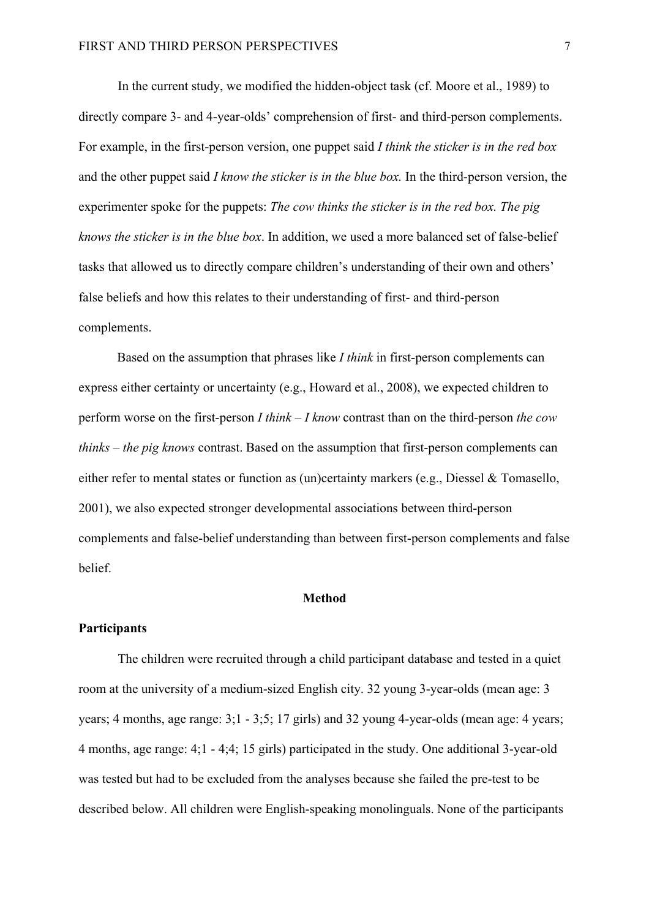In the current study, we modified the hidden-object task (cf. Moore et al., 1989) to directly compare 3- and 4-year-olds' comprehension of first- and third-person complements. For example, in the first-person version, one puppet said *I think the sticker is in the red box* and the other puppet said *I know the sticker is in the blue box.* In the third-person version, the experimenter spoke for the puppets: *The cow thinks the sticker is in the red box. The pig knows the sticker is in the blue box*. In addition, we used a more balanced set of false-belief tasks that allowed us to directly compare children's understanding of their own and others' false beliefs and how this relates to their understanding of first- and third-person complements.

Based on the assumption that phrases like *I think* in first-person complements can express either certainty or uncertainty (e.g., Howard et al., 2008), we expected children to perform worse on the first-person *I think – I know* contrast than on the third-person *the cow thinks – the pig knows* contrast. Based on the assumption that first-person complements can either refer to mental states or function as (un)certainty markers (e.g., Diessel & Tomasello, 2001), we also expected stronger developmental associations between third-person complements and false-belief understanding than between first-person complements and false belief.

## Method

### Participants

The children were recruited through a child participant database and tested in a quiet room at the university of a medium-sized English city. 32 young 3-year-olds (mean age: 3 years; 4 months, age range: 3;1 - 3;5; 17 girls) and 32 young 4-year-olds (mean age: 4 years; 4 months, age range: 4;1 - 4;4; 15 girls) participated in the study. One additional 3-year-old was tested but had to be excluded from the analyses because she failed the pre-test to be described below. All children were English-speaking monolinguals. None of the participants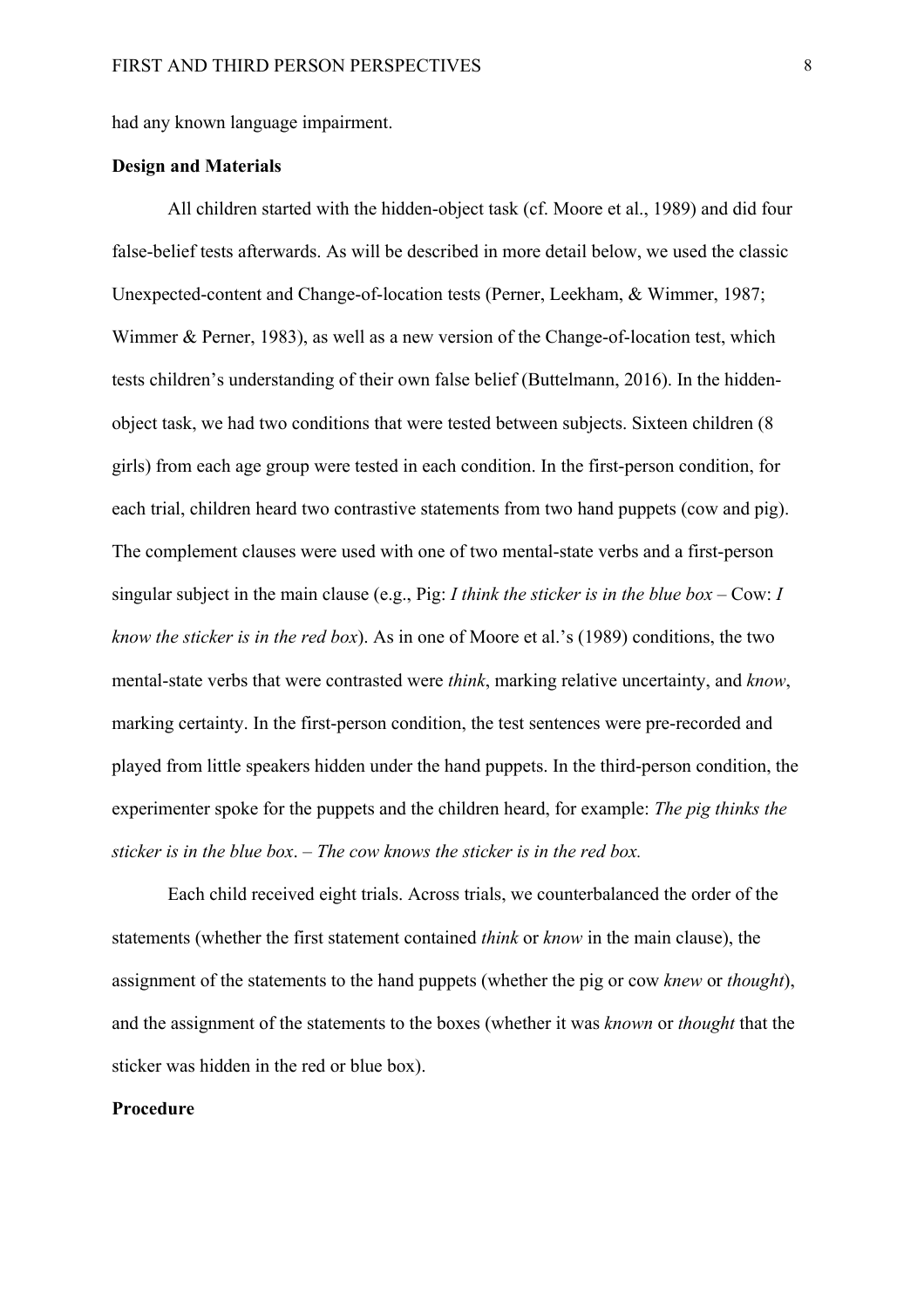had any known language impairment.

**Design and Materials**

All children started with the hidden-object task (cf. Moore et al., 1989) and did four false-belief tests afterwards. As will be described in more detail below, we used the classic Unexpected-content and Change-of-location tests (Perner, Leekham, & Wimmer, 1987; Wimmer & Perner, 1983), as well as a new version of the Change-of-location test, which tests children's understanding of their own false belief (Buttelmann, 2016). In the hidden-object task, we had two conditions that were tested between subjects. Sixteen children (8 girls) from each age group were tested in each condition. In the first-person condition, for each trial, children heard two contrastive statements from two hand puppets (cow and pig). The complement clauses were used with one of two mental-state verbs and a first-person singular subject in the main clause (e.g., Pig: *I think the sticker is in the blue box* – Cow: *I know the sticker is in the red box*). As in one of Moore et al.'s (1989) conditions, the two mental-state verbs that were contrasted were *think*, marking relative uncertainty, and *know*, marking certainty. In the first-person condition, the test sentences were pre-recorded and played from little speakers hidden under the hand puppets. In the third-person condition, the experimenter spoke for the puppets and the children heard, for example: *The pig thinks the sticker is in the blue box*. – *The cow knows the sticker is in the red box.*

Each child received eight trials. Across trials, we counterbalanced the order of the statements (whether the first statement contained *think* or *know* in the main clause), the assignment of the statements to the hand puppets (whether the pig or cow *knew* or *thought*), and the assignment of the statements to the boxes (whether it was *known* or *thought* that the sticker was hidden in the red or blue box).

**Procedure**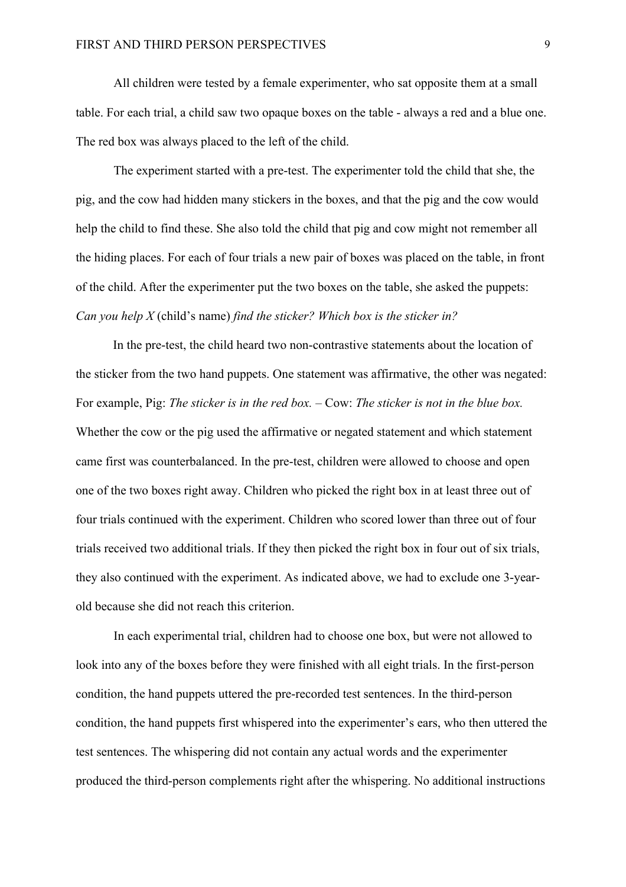All children were tested by a female experimenter, who sat opposite them at a small table. For each trial, a child saw two opaque boxes on the table - always a red and a blue one. The red box was always placed to the left of the child.

The experiment started with a pre-test. The experimenter told the child that she, the pig, and the cow had hidden many stickers in the boxes, and that the pig and the cow would help the child to find these. She also told the child that pig and cow might not remember all the hiding places. For each of four trials a new pair of boxes was placed on the table, in front of the child. After the experimenter put the two boxes on the table, she asked the puppets: *Can you help X* (child's name) *find the sticker? Which box is the sticker in?*

In the pre-test, the child heard two non-contrastive statements about the location of the sticker from the two hand puppets. One statement was affirmative, the other was negated: For example, Pig: *The sticker is in the red box.* – Cow: *The sticker is not in the blue box.* Whether the cow or the pig used the affirmative or negated statement and which statement came first was counterbalanced. In the pre-test, children were allowed to choose and open one of the two boxes right away. Children who picked the right box in at least three out of four trials continued with the experiment. Children who scored lower than three out of four trials received two additional trials. If they then picked the right box in four out of six trials, they also continued with the experiment. As indicated above, we had to exclude one 3-year-old because she did not reach this criterion.

In each experimental trial, children had to choose one box, but were not allowed to look into any of the boxes before they were finished with all eight trials. In the first-person condition, the hand puppets uttered the pre-recorded test sentences. In the third-person condition, the hand puppets first whispered into the experimenter's ears, who then uttered the test sentences. The whispering did not contain any actual words and the experimenter produced the third-person complements right after the whispering. No additional instructions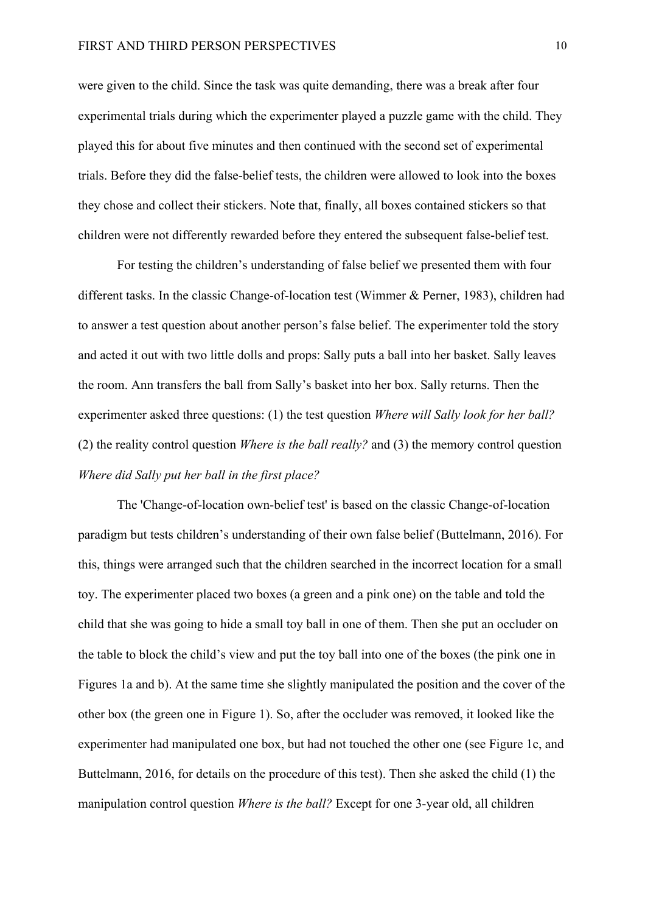were given to the child. Since the task was quite demanding, there was a break after four experimental trials during which the experimenter played a puzzle game with the child. They played this for about five minutes and then continued with the second set of experimental trials. Before they did the false-belief tests, the children were allowed to look into the boxes they chose and collect their stickers. Note that, finally, all boxes contained stickers so that children were not differently rewarded before they entered the subsequent false-belief test.

For testing the children's understanding of false belief we presented them with four different tasks. In the classic Change-of-location test (Wimmer & Perner, 1983), children had to answer a test question about another person's false belief. The experimenter told the story and acted it out with two little dolls and props: Sally puts a ball into her basket. Sally leaves the room. Ann transfers the ball from Sally's basket into her box. Sally returns. Then the experimenter asked three questions: (1) the test question *Where will Sally look for her ball?* (2) the reality control question *Where is the ball really?* and (3) the memory control question *Where did Sally put her ball in the first place?*

The 'Change-of-location own-belief test' is based on the classic Change-of-location paradigm but tests children's understanding of their own false belief (Buttelmann, 2016). For this, things were arranged such that the children searched in the incorrect location for a small toy. The experimenter placed two boxes (a green and a pink one) on the table and told the child that she was going to hide a small toy ball in one of them. Then she put an occluder on the table to block the child's view and put the toy ball into one of the boxes (the pink one in Figures 1a and b). At the same time she slightly manipulated the position and the cover of the other box (the green one in Figure 1). So, after the occluder was removed, it looked like the experimenter had manipulated one box, but had not touched the other one (see Figure 1c, and Buttelmann, 2016, for details on the procedure of this test). Then she asked the child (1) the manipulation control question *Where is the ball?* Except for one 3-year old, all children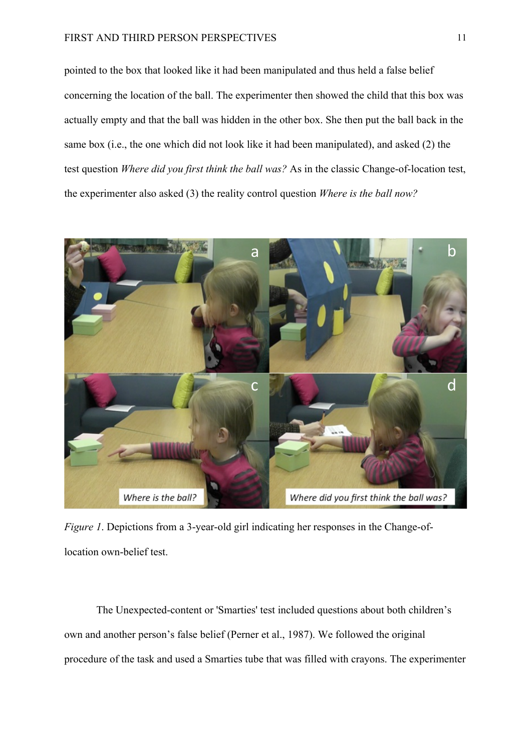pointed to the box that looked like it had been manipulated and thus held a false belief concerning the location of the ball. The experimenter then showed the child that this box was actually empty and that the ball was hidden in the other box. She then put the ball back in the same box (i.e., the one which did not look like it had been manipulated), and asked (2) the test question *Where did you first think the ball was?* As in the classic Change-of-location test, the experimenter also asked (3) the reality control question *Where is the ball now?*

*Figure 1*. Depictions from a 3-year-old girl indicating her responses in the Change-of-location own-belief test.

The Unexpected-content or 'Smarties' test included questions about both children's own and another person's false belief (Perner et al., 1987). We followed the original procedure of the task and used a Smarties tube that was filled with crayons. The experimenter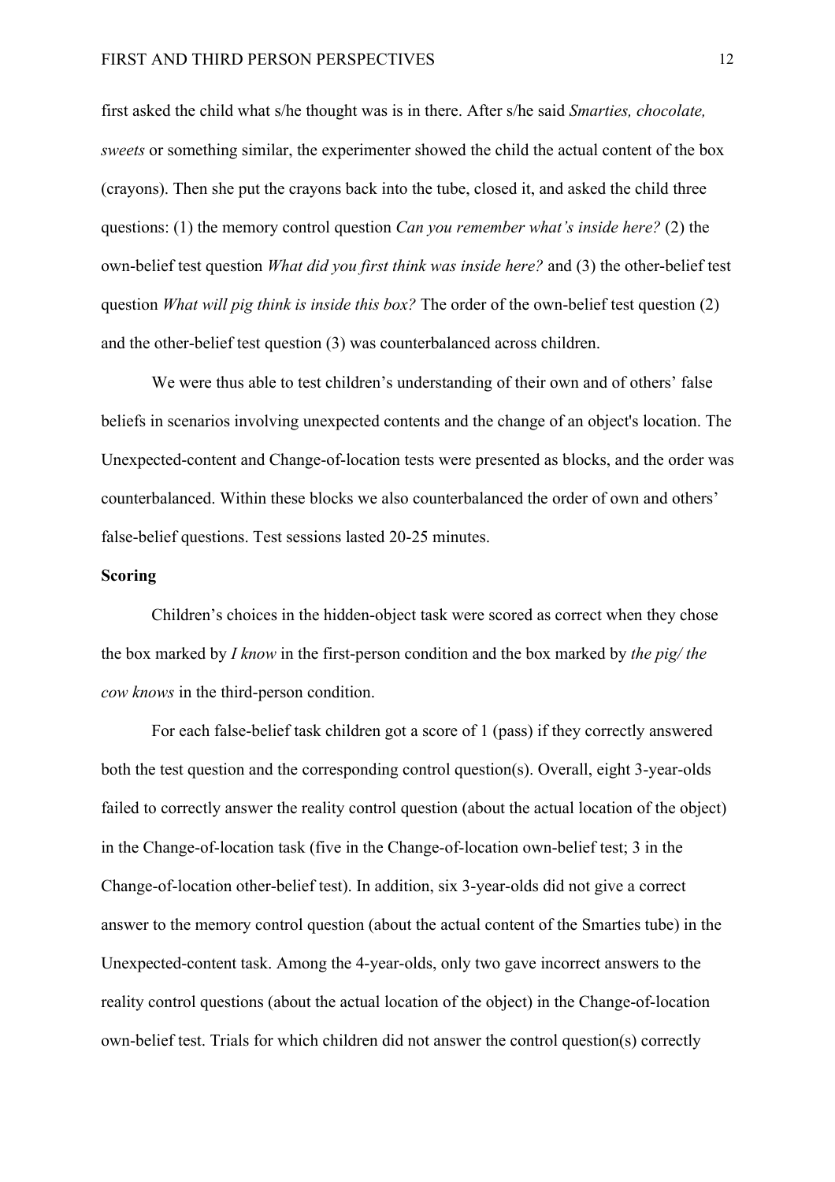first asked the child what s/he thought was is in there. After s/he said *Smarties, chocolate, sweets* or something similar, the experimenter showed the child the actual content of the box (crayons). Then she put the crayons back into the tube, closed it, and asked the child three questions: (1) the memory control question *Can you remember what's inside here?* (2) the own-belief test question *What did you first think was inside here?* and (3) the other-belief test question *What will pig think is inside this box?* The order of the own-belief test question (2) and the other-belief test question (3) was counterbalanced across children.

We were thus able to test children's understanding of their own and of others' false beliefs in scenarios involving unexpected contents and the change of an object's location. The Unexpected-content and Change-of-location tests were presented as blocks, and the order was counterbalanced. Within these blocks we also counterbalanced the order of own and others' false-belief questions. Test sessions lasted 20-25 minutes.

**Scoring**

Children's choices in the hidden-object task were scored as correct when they chose the box marked by *I know* in the first-person condition and the box marked by *the pig/ the cow knows* in the third-person condition.

For each false-belief task children got a score of 1 (pass) if they correctly answered both the test question and the corresponding control question(s). Overall, eight 3-year-olds failed to correctly answer the reality control question (about the actual location of the object) in the Change-of-location task (five in the Change-of-location own-belief test; 3 in the Change-of-location other-belief test). In addition, six 3-year-olds did not give a correct answer to the memory control question (about the actual content of the Smarties tube) in the Unexpected-content task. Among the 4-year-olds, only two gave incorrect answers to the reality control questions (about the actual location of the object) in the Change-of-location own-belief test. Trials for which children did not answer the control question(s) correctly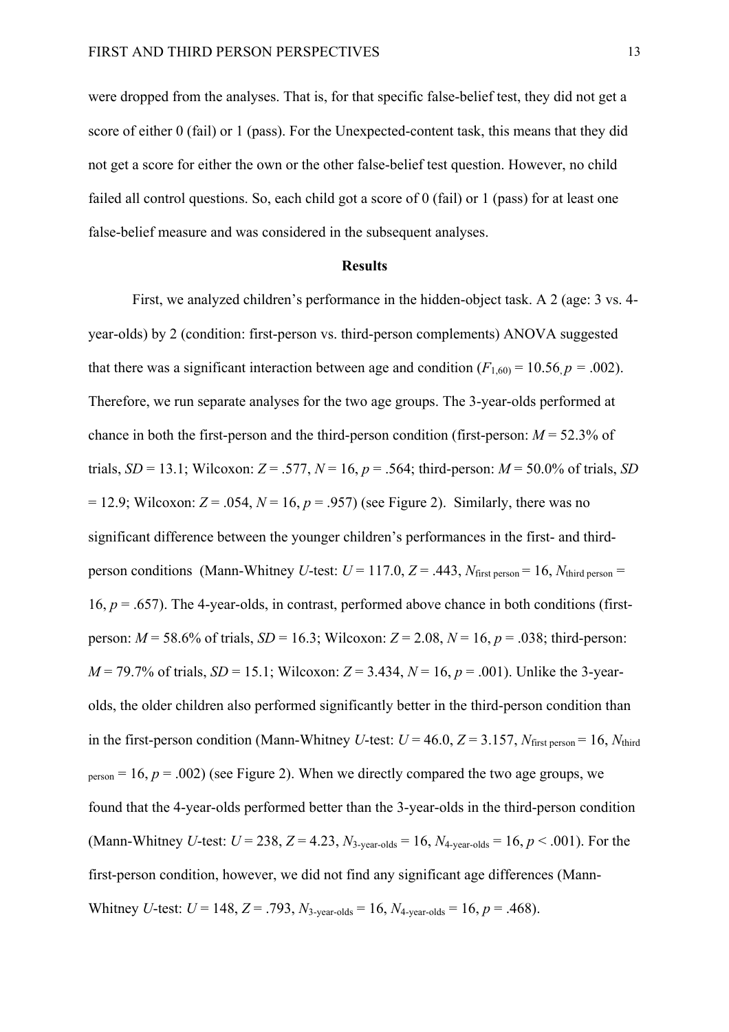were dropped from the analyses. That is, for that specific false-belief test, they did not get a score of either 0 (fail) or 1 (pass). For the Unexpected-content task, this means that they did not get a score for either the own or the other false-belief test question. However, no child failed all control questions. So, each child got a score of 0 (fail) or 1 (pass) for at least one false-belief measure and was considered in the subsequent analyses.

## Results

First, we analyzed children's performance in the hidden-object task. A 2 (age: 3 vs. 4-year-olds) by 2 (condition: first-person vs. third-person complements) ANOVA suggested that there was a significant interaction between age and condition ($F_{1,60)} = 10.56$, $p = .002$). Therefore, we run separate analyses for the two age groups. The 3-year-olds performed at chance in both the first-person and the third-person condition (first-person: $M = 52.3\%$ of trials, $SD = 13.1$; Wilcoxon: $Z = .577$, $N = 16$, $p = .564$; third-person: $M = 50.0\%$ of trials, $SD = 12.9$; Wilcoxon: $Z = .054$, $N = 16$, $p = .957$) (see Figure 2). Similarly, there was no significant difference between the younger children's performances in the first- and third-person conditions (Mann-Whitney *U*-test: $U = 117.0$, $Z = .443$, $N_{\text{first person}} = 16$, $N_{\text{third person}} = 16$, $p = .657$). The 4-year-olds, in contrast, performed above chance in both conditions (first-person: $M = 58.6\%$ of trials, $SD = 16.3$; Wilcoxon: $Z = 2.08$, $N = 16$, $p = .038$; third-person: $M = 79.7\%$ of trials, $SD = 15.1$; Wilcoxon: $Z = 3.434$, $N = 16$, $p = .001$). Unlike the 3-year-olds, the older children also performed significantly better in the third-person condition than in the first-person condition (Mann-Whitney *U*-test: $U = 46.0$, $Z = 3.157$, $N_{\text{first person}} = 16$, $N_{\text{third person}} = 16$, $p = .002$) (see Figure 2). When we directly compared the two age groups, we found that the 4-year-olds performed better than the 3-year-olds in the third-person condition (Mann-Whitney *U*-test: $U = 238$, $Z = 4.23$, $N_{\text{3-year-olds}} = 16$, $N_{\text{4-year-olds}} = 16$, $p < .001$). For the first-person condition, however, we did not find any significant age differences (Mann-Whitney *U*-test: $U = 148$, $Z = .793$, $N_{\text{3-year-olds}} = 16$, $N_{\text{4-year-olds}} = 16$, $p = .468$).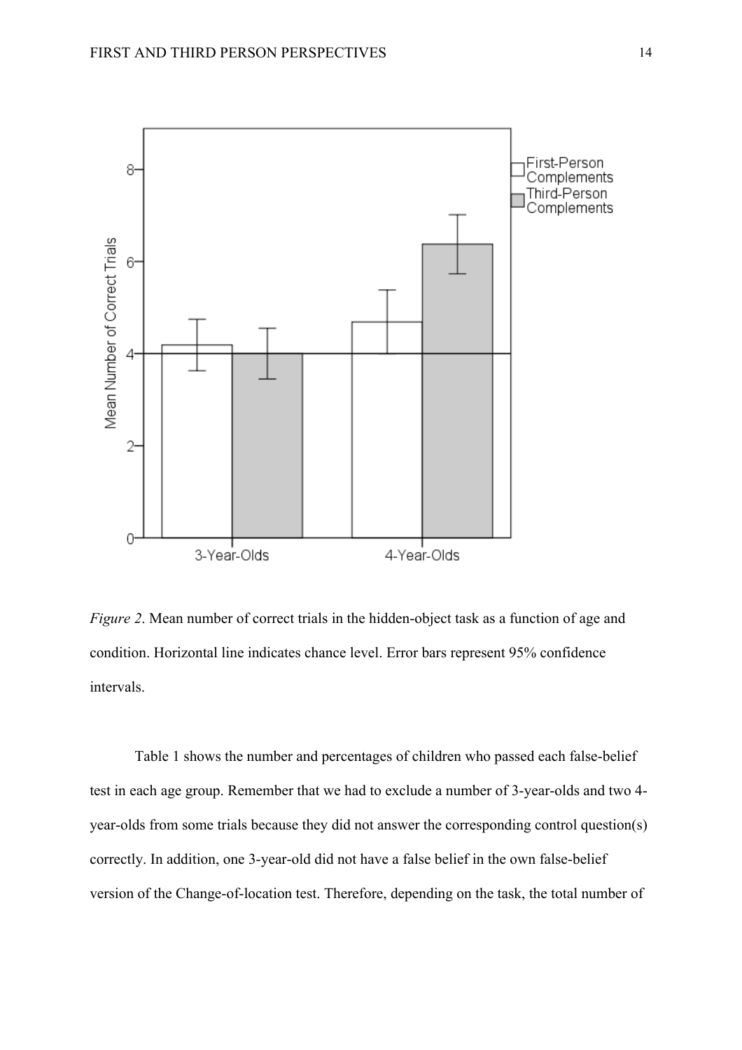*Figure 2*. Mean number of correct trials in the hidden-object task as a function of age and condition. Horizontal line indicates chance level. Error bars represent 95% confidence intervals.

Table 1 shows the number and percentages of children who passed each false-belief test in each age group. Remember that we had to exclude a number of 3-year-olds and two 4-year-olds from some trials because they did not answer the corresponding control question(s) correctly. In addition, one 3-year-old did not have a false belief in the own false-belief version of the Change-of-location test. Therefore, depending on the task, the total number of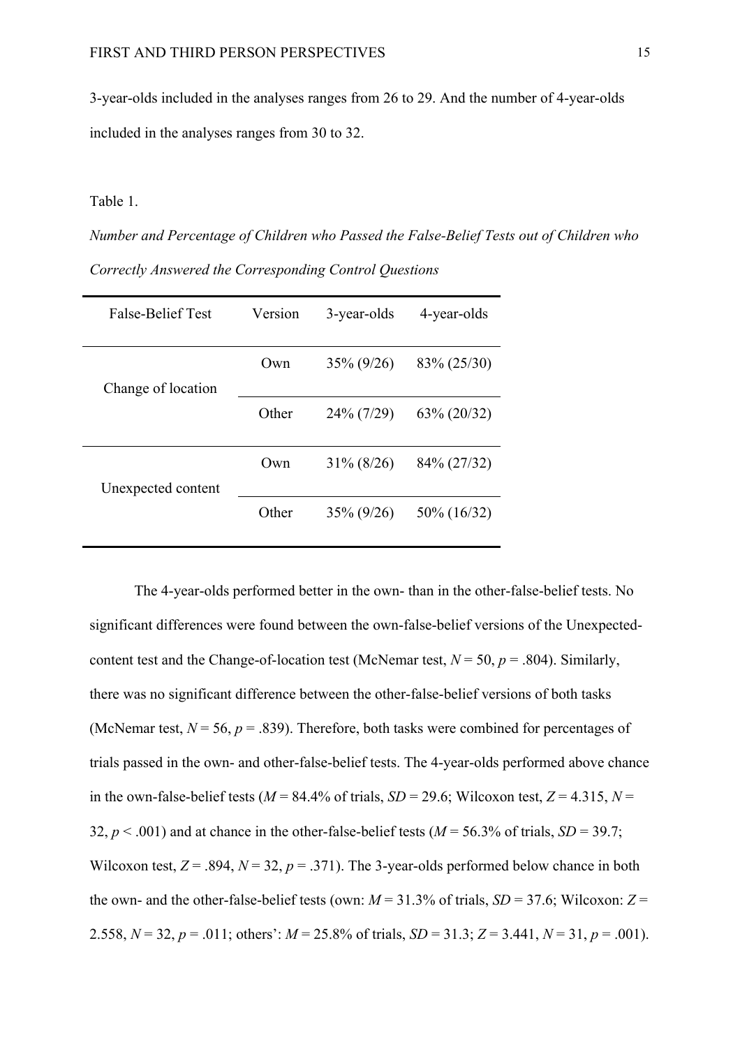3-year-olds included in the analyses ranges from 26 to 29. And the number of 4-year-olds included in the analyses ranges from 30 to 32.

Table 1.

*Number and Percentage of Children who Passed the False-Belief Tests out of Children who Correctly Answered the Corresponding Control Questions*

| False-Belief Test | Version | 3-year-olds | 4-year-olds |
|---|---|---|---|
| Change of location | Own | 35% (9/26) | 83% (25/30) |
| | Other | 24% (7/29) | 63% (20/32) |
| Unexpected content | Own | 31% (8/26) | 84% (27/32) |
| | Other | 35% (9/26) | 50% (16/32) |

The 4-year-olds performed better in the own- than in the other-false-belief tests. No significant differences were found between the own-false-belief versions of the Unexpected-content test and the Change-of-location test (McNemar test, $N = 50$, $p = .804$). Similarly, there was no significant difference between the other-false-belief versions of both tasks (McNemar test, $N = 56$, $p = .839$). Therefore, both tasks were combined for percentages of trials passed in the own- and other-false-belief tests. The 4-year-olds performed above chance in the own-false-belief tests ($M = 84.4\%$ of trials, $SD = 29.6$; Wilcoxon test, $Z = 4.315$, $N = 32$, $p < .001$) and at chance in the other-false-belief tests ($M = 56.3\%$ of trials, $SD = 39.7$; Wilcoxon test, $Z = .894$, $N = 32$, $p = .371$). The 3-year-olds performed below chance in both the own- and the other-false-belief tests (own: $M = 31.3\%$ of trials, $SD = 37.6$; Wilcoxon: $Z = 2.558$, $N = 32$, $p = .011$; others': $M = 25.8\%$ of trials, $SD = 31.3$; $Z = 3.441$, $N = 31$, $p = .001$).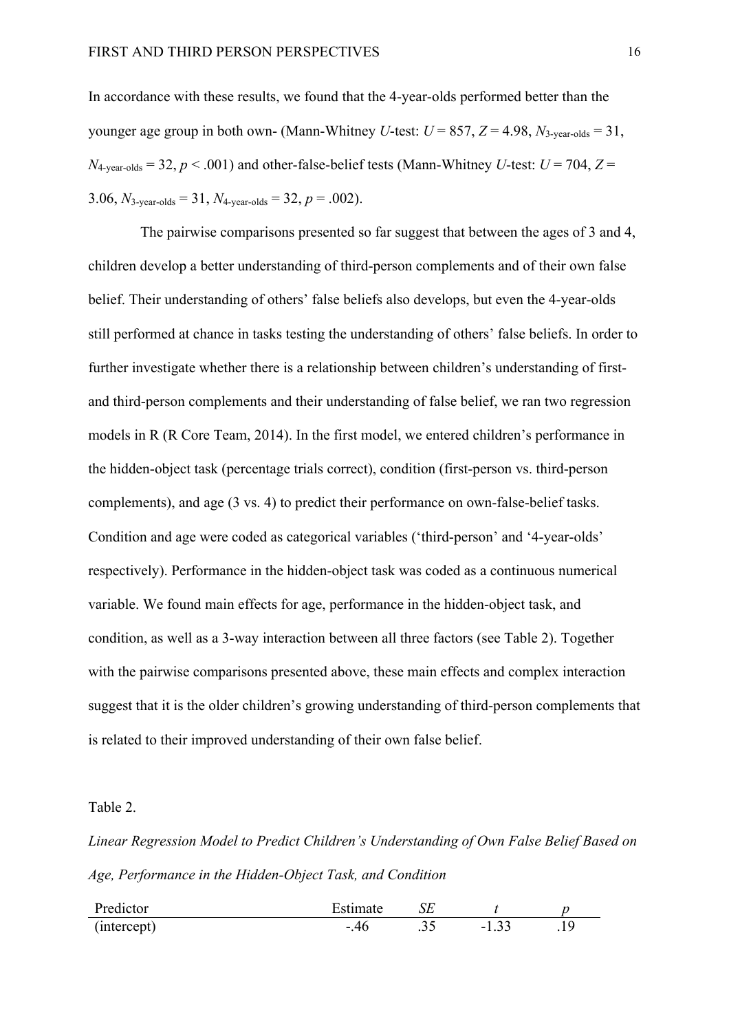In accordance with these results, we found that the 4-year-olds performed better than the younger age group in both own- (Mann-Whitney $U$-test: $U = 857$, $Z = 4.98$, $N_{3\text{-year-olds}} = 31$, $N_{4\text{-year-olds}} = 32$, $p < .001$) and other-false-belief tests (Mann-Whitney $U$-test: $U = 704$, $Z = 3.06$, $N_{3\text{-year-olds}} = 31$, $N_{4\text{-year-olds}} = 32$, $p = .002$).

The pairwise comparisons presented so far suggest that between the ages of 3 and 4, children develop a better understanding of third-person complements and of their own false belief. Their understanding of others' false beliefs also develops, but even the 4-year-olds still performed at chance in tasks testing the understanding of others' false beliefs. In order to further investigate whether there is a relationship between children's understanding of first- and third-person complements and their understanding of false belief, we ran two regression models in R (R Core Team, 2014). In the first model, we entered children's performance in the hidden-object task (percentage trials correct), condition (first-person vs. third-person complements), and age (3 vs. 4) to predict their performance on own-false-belief tasks. Condition and age were coded as categorical variables ('third-person' and '4-year-olds' respectively). Performance in the hidden-object task was coded as a continuous numerical variable. We found main effects for age, performance in the hidden-object task, and condition, as well as a 3-way interaction between all three factors (see Table 2). Together with the pairwise comparisons presented above, these main effects and complex interaction suggest that it is the older children's growing understanding of third-person complements that is related to their improved understanding of their own false belief.

Table 2.

*Linear Regression Model to Predict Children's Understanding of Own False Belief Based on Age, Performance in the Hidden-Object Task, and Condition*

| Predictor | Estimate | *SE* | *t* | *p* |
|---|---|---|---|---|
| (intercept) | -.46 | .35 | -1.33 | .19 |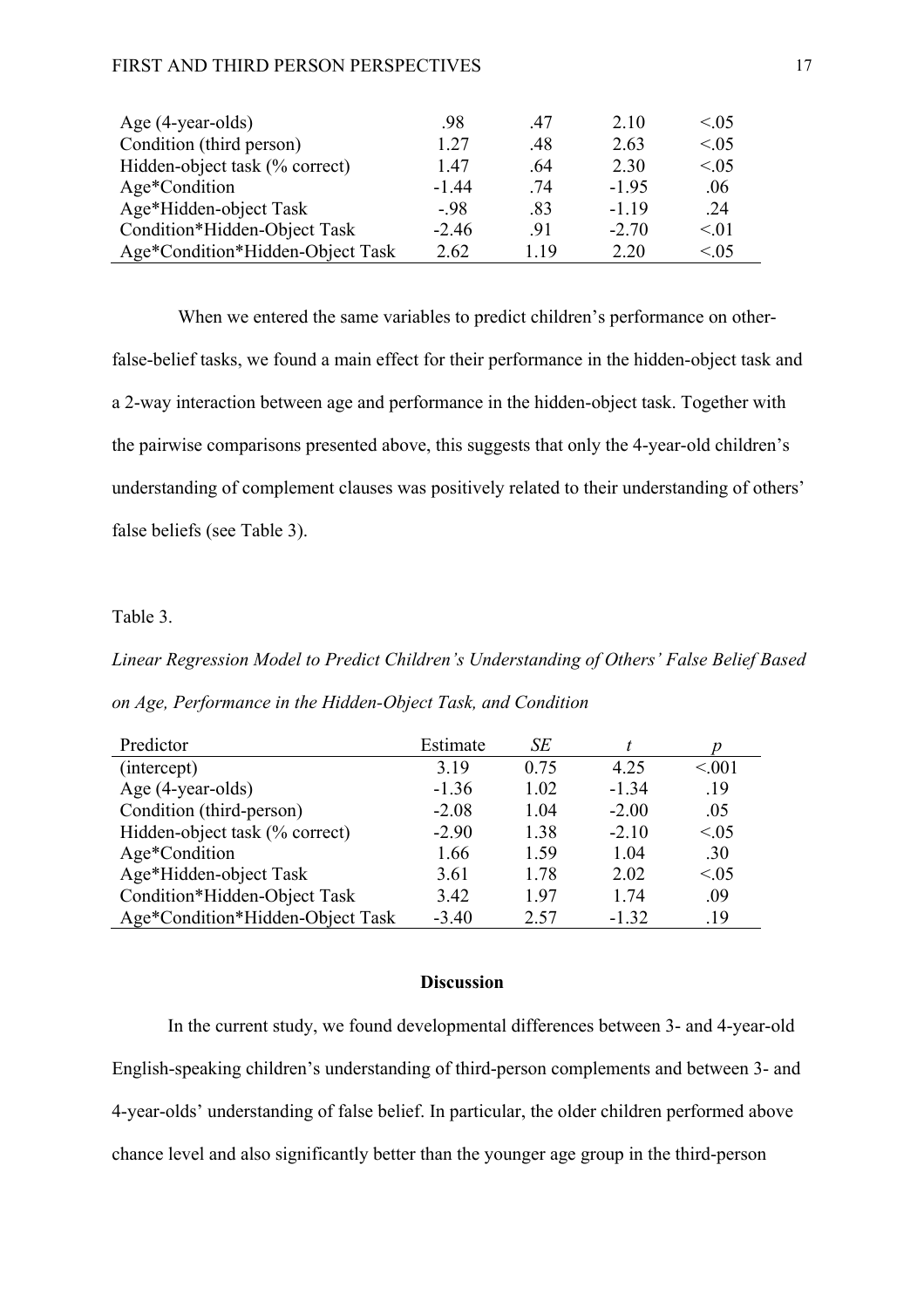| | | | | |
|---|---|---|---|---|
| Age (4-year-olds) | .98 | .47 | 2.10 | <.05 |
| Condition (third person) | 1.27 | .48 | 2.63 | <.05 |
| Hidden-object task (% correct) | 1.47 | .64 | 2.30 | <.05 |
| Age*Condition | -1.44 | .74 | -1.95 | .06 |
| Age*Hidden-object Task | -.98 | .83 | -1.19 | .24 |
| Condition*Hidden-Object Task | -2.46 | .91 | -2.70 | <.01 |
| Age*Condition*Hidden-Object Task | 2.62 | 1.19 | 2.20 | <.05 |

When we entered the same variables to predict children's performance on other-false-belief tasks, we found a main effect for their performance in the hidden-object task and a 2-way interaction between age and performance in the hidden-object task. Together with the pairwise comparisons presented above, this suggests that only the 4-year-old children's understanding of complement clauses was positively related to their understanding of others' false beliefs (see Table 3).

Table 3.

*Linear Regression Model to Predict Children's Understanding of Others' False Belief Based on Age, Performance in the Hidden-Object Task, and Condition*

| Predictor | Estimate | *SE* | *t* | *p* |
|---|---|---|---|---|
| (intercept) | 3.19 | 0.75 | 4.25 | <.001 |
| Age (4-year-olds) | -1.36 | 1.02 | -1.34 | .19 |
| Condition (third-person) | -2.08 | 1.04 | -2.00 | .05 |
| Hidden-object task (% correct) | -2.90 | 1.38 | -2.10 | <.05 |
| Age*Condition | 1.66 | 1.59 | 1.04 | .30 |
| Age*Hidden-object Task | 3.61 | 1.78 | 2.02 | <.05 |
| Condition*Hidden-Object Task | 3.42 | 1.97 | 1.74 | .09 |
| Age*Condition*Hidden-Object Task | -3.40 | 2.57 | -1.32 | .19 |

## Discussion

In the current study, we found developmental differences between 3- and 4-year-old English-speaking children's understanding of third-person complements and between 3- and 4-year-olds' understanding of false belief. In particular, the older children performed above chance level and also significantly better than the younger age group in the third-person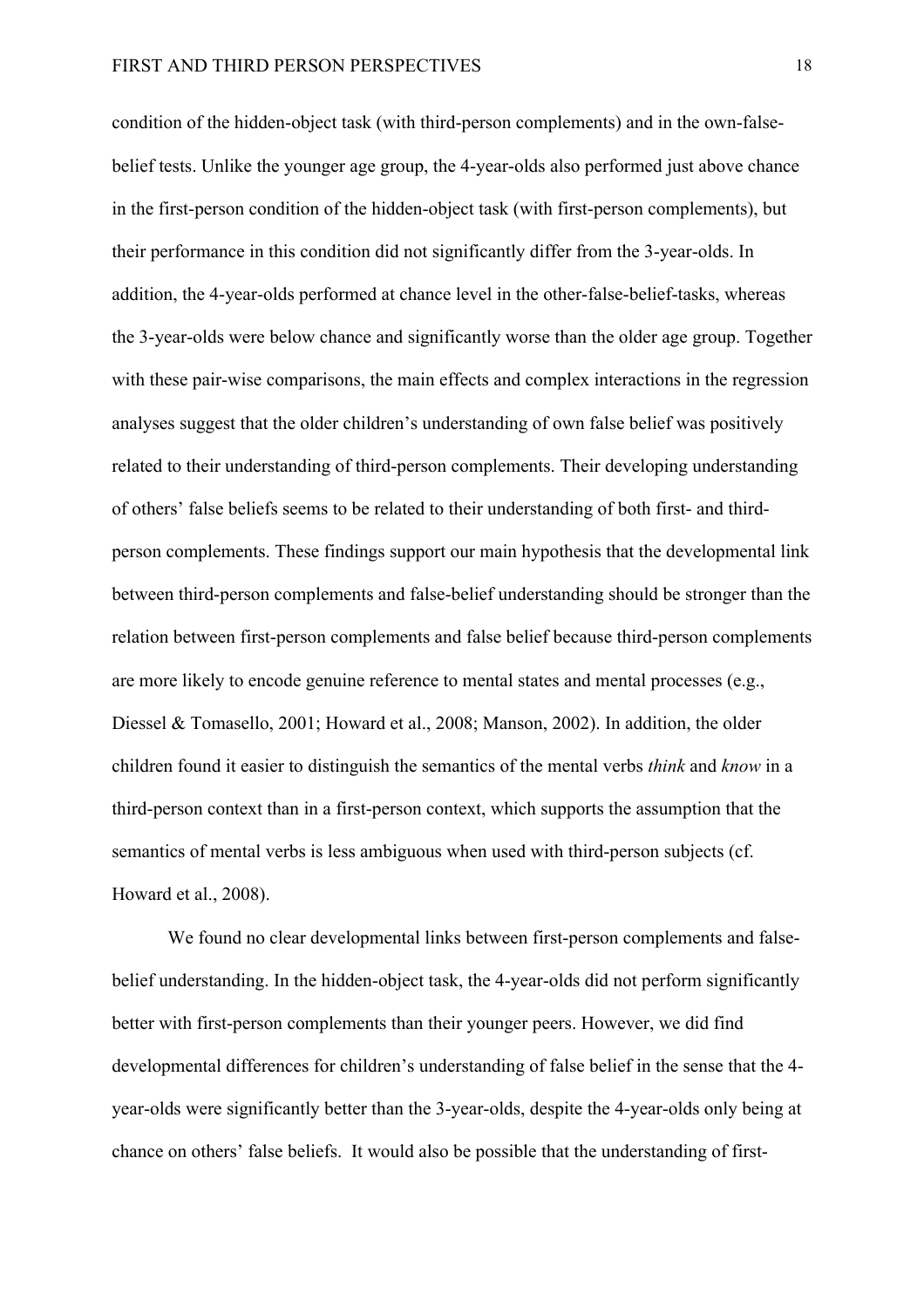condition of the hidden-object task (with third-person complements) and in the own-false-belief tests. Unlike the younger age group, the 4-year-olds also performed just above chance in the first-person condition of the hidden-object task (with first-person complements), but their performance in this condition did not significantly differ from the 3-year-olds. In addition, the 4-year-olds performed at chance level in the other-false-belief-tasks, whereas the 3-year-olds were below chance and significantly worse than the older age group. Together with these pair-wise comparisons, the main effects and complex interactions in the regression analyses suggest that the older children's understanding of own false belief was positively related to their understanding of third-person complements. Their developing understanding of others' false beliefs seems to be related to their understanding of both first- and third-person complements. These findings support our main hypothesis that the developmental link between third-person complements and false-belief understanding should be stronger than the relation between first-person complements and false belief because third-person complements are more likely to encode genuine reference to mental states and mental processes (e.g., Diessel & Tomasello, 2001; Howard et al., 2008; Manson, 2002). In addition, the older children found it easier to distinguish the semantics of the mental verbs *think* and *know* in a third-person context than in a first-person context, which supports the assumption that the semantics of mental verbs is less ambiguous when used with third-person subjects (cf. Howard et al., 2008).

We found no clear developmental links between first-person complements and false-belief understanding. In the hidden-object task, the 4-year-olds did not perform significantly better with first-person complements than their younger peers. However, we did find developmental differences for children's understanding of false belief in the sense that the 4-year-olds were significantly better than the 3-year-olds, despite the 4-year-olds only being at chance on others' false beliefs. It would also be possible that the understanding of first-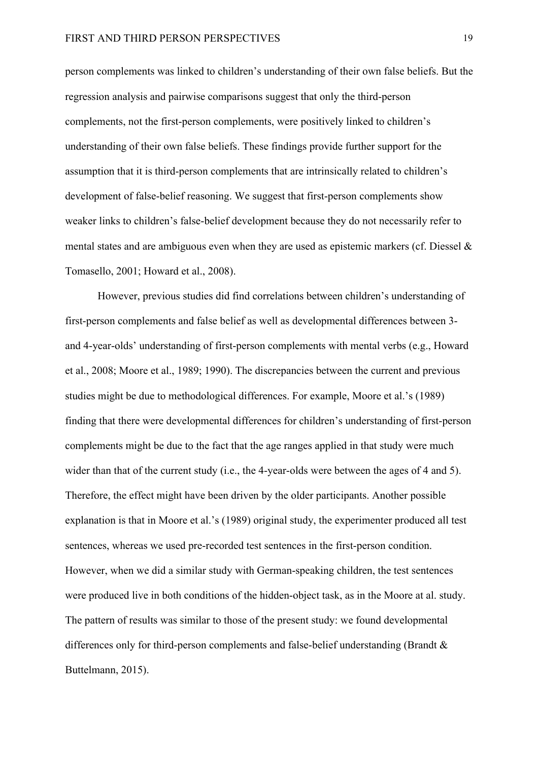person complements was linked to children's understanding of their own false beliefs. But the regression analysis and pairwise comparisons suggest that only the third-person complements, not the first-person complements, were positively linked to children's understanding of their own false beliefs. These findings provide further support for the assumption that it is third-person complements that are intrinsically related to children's development of false-belief reasoning. We suggest that first-person complements show weaker links to children's false-belief development because they do not necessarily refer to mental states and are ambiguous even when they are used as epistemic markers (cf. Diessel & Tomasello, 2001; Howard et al., 2008).

However, previous studies did find correlations between children's understanding of first-person complements and false belief as well as developmental differences between 3- and 4-year-olds' understanding of first-person complements with mental verbs (e.g., Howard et al., 2008; Moore et al., 1989; 1990). The discrepancies between the current and previous studies might be due to methodological differences. For example, Moore et al.'s (1989) finding that there were developmental differences for children's understanding of first-person complements might be due to the fact that the age ranges applied in that study were much wider than that of the current study (i.e., the 4-year-olds were between the ages of 4 and 5). Therefore, the effect might have been driven by the older participants. Another possible explanation is that in Moore et al.'s (1989) original study, the experimenter produced all test sentences, whereas we used pre-recorded test sentences in the first-person condition. However, when we did a similar study with German-speaking children, the test sentences were produced live in both conditions of the hidden-object task, as in the Moore at al. study. The pattern of results was similar to those of the present study: we found developmental differences only for third-person complements and false-belief understanding (Brandt & Buttelmann, 2015).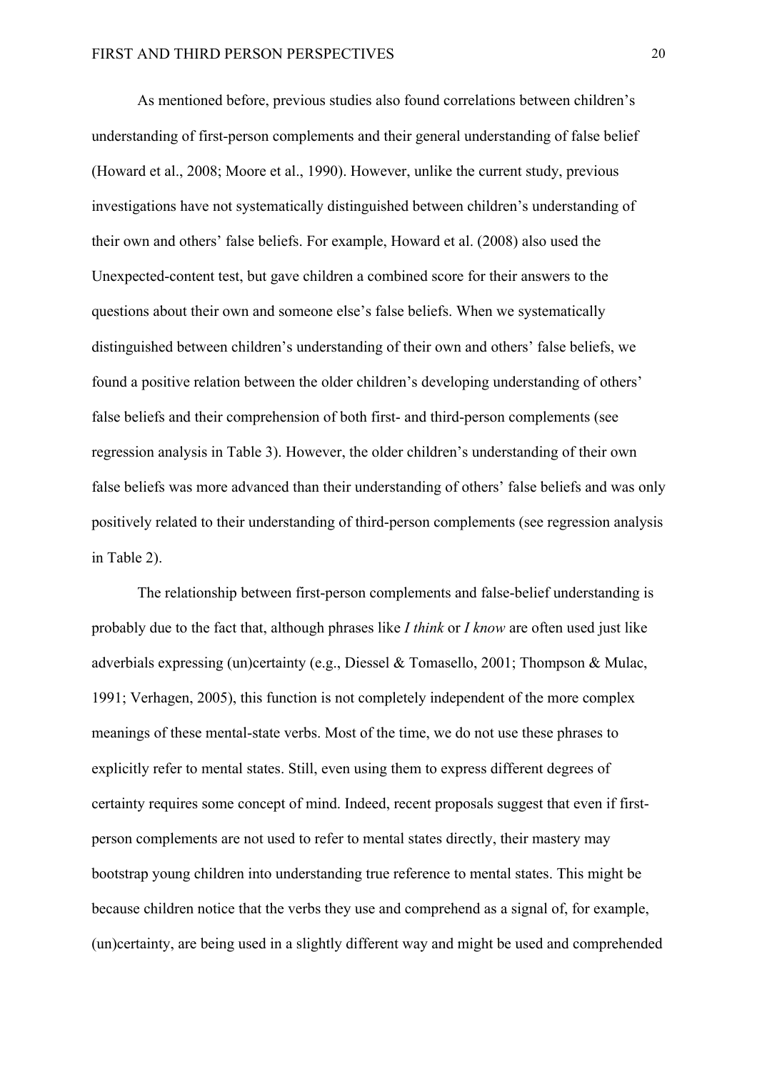As mentioned before, previous studies also found correlations between children's understanding of first-person complements and their general understanding of false belief (Howard et al., 2008; Moore et al., 1990). However, unlike the current study, previous investigations have not systematically distinguished between children's understanding of their own and others' false beliefs. For example, Howard et al. (2008) also used the Unexpected-content test, but gave children a combined score for their answers to the questions about their own and someone else's false beliefs. When we systematically distinguished between children's understanding of their own and others' false beliefs, we found a positive relation between the older children's developing understanding of others' false beliefs and their comprehension of both first- and third-person complements (see regression analysis in Table 3). However, the older children's understanding of their own false beliefs was more advanced than their understanding of others' false beliefs and was only positively related to their understanding of third-person complements (see regression analysis in Table 2).

The relationship between first-person complements and false-belief understanding is probably due to the fact that, although phrases like *I think* or *I know* are often used just like adverbials expressing (un)certainty (e.g., Diessel & Tomasello, 2001; Thompson & Mulac, 1991; Verhagen, 2005), this function is not completely independent of the more complex meanings of these mental-state verbs. Most of the time, we do not use these phrases to explicitly refer to mental states. Still, even using them to express different degrees of certainty requires some concept of mind. Indeed, recent proposals suggest that even if first-person complements are not used to refer to mental states directly, their mastery may bootstrap young children into understanding true reference to mental states. This might be because children notice that the verbs they use and comprehend as a signal of, for example, (un)certainty, are being used in a slightly different way and might be used and comprehended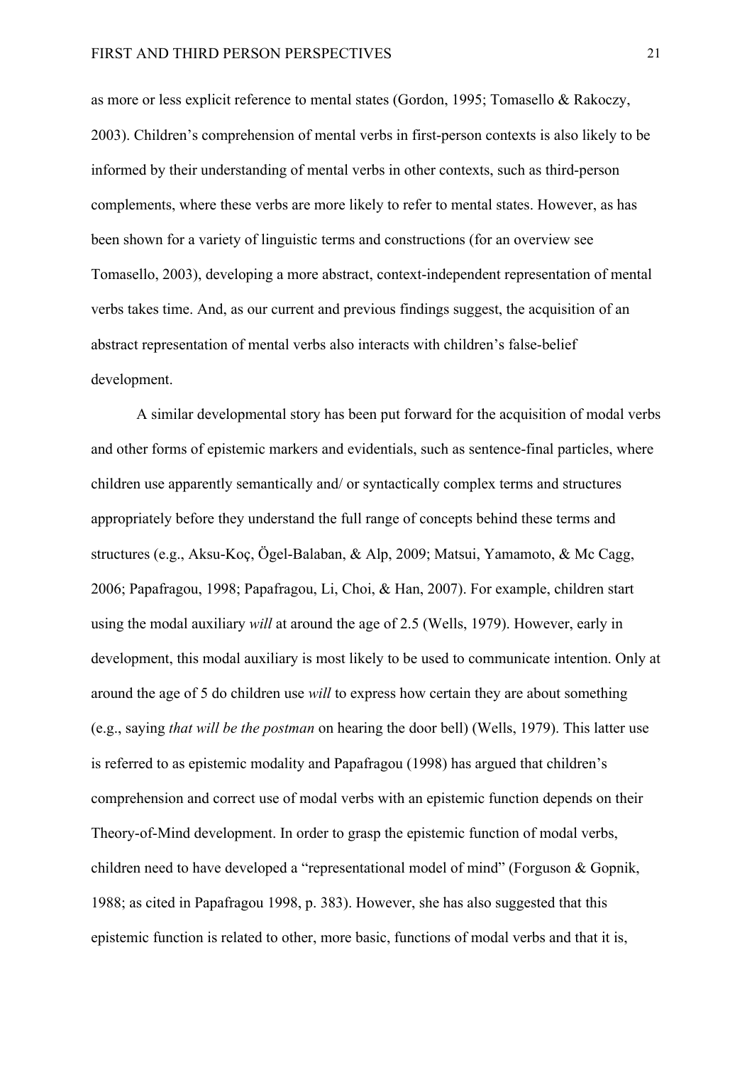as more or less explicit reference to mental states (Gordon, 1995; Tomasello & Rakoczy, 2003). Children's comprehension of mental verbs in first-person contexts is also likely to be informed by their understanding of mental verbs in other contexts, such as third-person complements, where these verbs are more likely to refer to mental states. However, as has been shown for a variety of linguistic terms and constructions (for an overview see Tomasello, 2003), developing a more abstract, context-independent representation of mental verbs takes time. And, as our current and previous findings suggest, the acquisition of an abstract representation of mental verbs also interacts with children's false-belief development.

A similar developmental story has been put forward for the acquisition of modal verbs and other forms of epistemic markers and evidentials, such as sentence-final particles, where children use apparently semantically and/ or syntactically complex terms and structures appropriately before they understand the full range of concepts behind these terms and structures (e.g., Aksu-Koç, Ögel-Balaban, & Alp, 2009; Matsui, Yamamoto, & Mc Cagg, 2006; Papafragou, 1998; Papafragou, Li, Choi, & Han, 2007). For example, children start using the modal auxiliary *will* at around the age of 2.5 (Wells, 1979). However, early in development, this modal auxiliary is most likely to be used to communicate intention. Only at around the age of 5 do children use *will* to express how certain they are about something (e.g., saying *that will be the postman* on hearing the door bell) (Wells, 1979). This latter use is referred to as epistemic modality and Papafragou (1998) has argued that children's comprehension and correct use of modal verbs with an epistemic function depends on their Theory-of-Mind development. In order to grasp the epistemic function of modal verbs, children need to have developed a "representational model of mind" (Forguson & Gopnik, 1988; as cited in Papafragou 1998, p. 383). However, she has also suggested that this epistemic function is related to other, more basic, functions of modal verbs and that it is,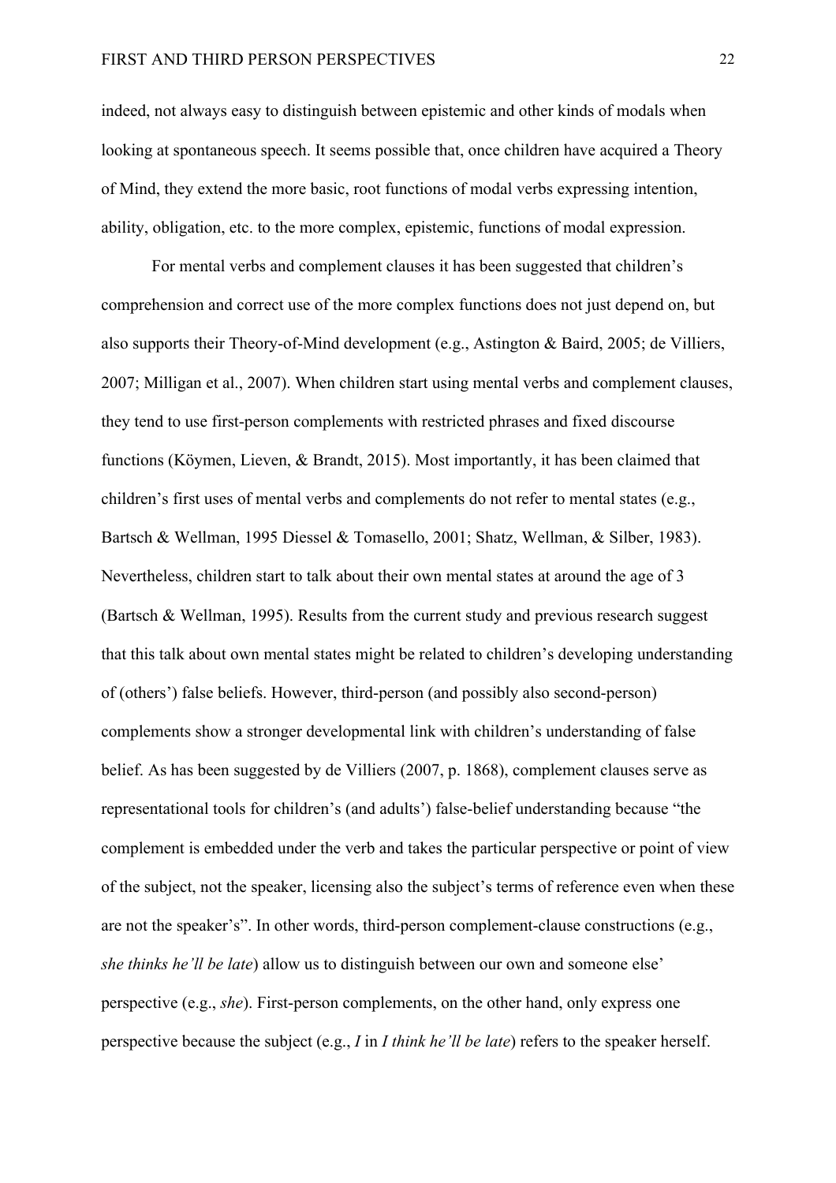indeed, not always easy to distinguish between epistemic and other kinds of modals when looking at spontaneous speech. It seems possible that, once children have acquired a Theory of Mind, they extend the more basic, root functions of modal verbs expressing intention, ability, obligation, etc. to the more complex, epistemic, functions of modal expression.

For mental verbs and complement clauses it has been suggested that children's comprehension and correct use of the more complex functions does not just depend on, but also supports their Theory-of-Mind development (e.g., Astington & Baird, 2005; de Villiers, 2007; Milligan et al., 2007). When children start using mental verbs and complement clauses, they tend to use first-person complements with restricted phrases and fixed discourse functions (Köymen, Lieven, & Brandt, 2015). Most importantly, it has been claimed that children's first uses of mental verbs and complements do not refer to mental states (e.g., Bartsch & Wellman, 1995 Diessel & Tomasello, 2001; Shatz, Wellman, & Silber, 1983). Nevertheless, children start to talk about their own mental states at around the age of 3 (Bartsch & Wellman, 1995). Results from the current study and previous research suggest that this talk about own mental states might be related to children's developing understanding of (others') false beliefs. However, third-person (and possibly also second-person) complements show a stronger developmental link with children's understanding of false belief. As has been suggested by de Villiers (2007, p. 1868), complement clauses serve as representational tools for children's (and adults') false-belief understanding because "the complement is embedded under the verb and takes the particular perspective or point of view of the subject, not the speaker, licensing also the subject's terms of reference even when these are not the speaker's". In other words, third-person complement-clause constructions (e.g., *she thinks he'll be late*) allow us to distinguish between our own and someone else' perspective (e.g., *she*). First-person complements, on the other hand, only express one perspective because the subject (e.g., *I* in *I think he'll be late*) refers to the speaker herself.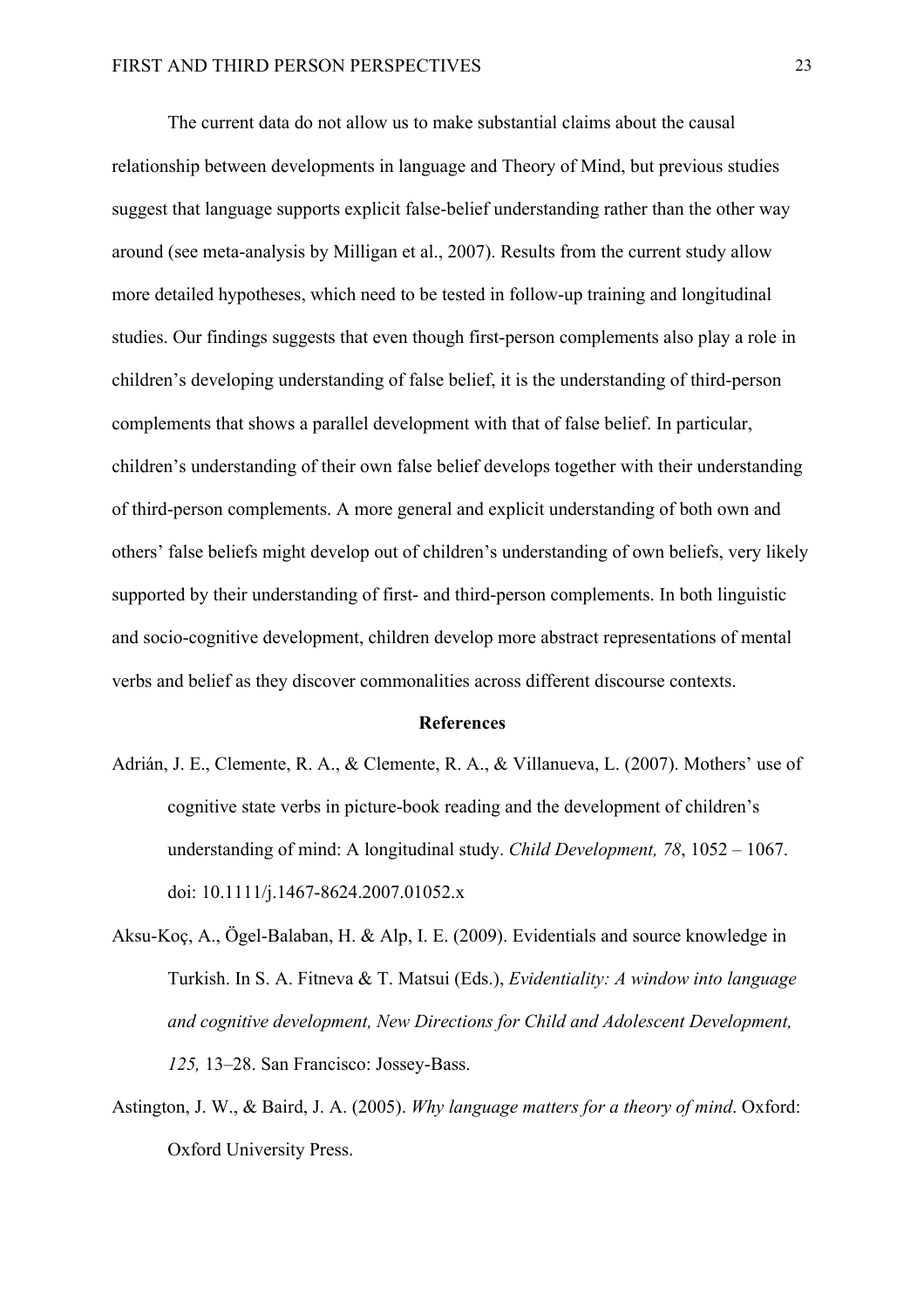The current data do not allow us to make substantial claims about the causal relationship between developments in language and Theory of Mind, but previous studies suggest that language supports explicit false-belief understanding rather than the other way around (see meta-analysis by Milligan et al., 2007). Results from the current study allow more detailed hypotheses, which need to be tested in follow-up training and longitudinal studies. Our findings suggests that even though first-person complements also play a role in children's developing understanding of false belief, it is the understanding of third-person complements that shows a parallel development with that of false belief. In particular, children's understanding of their own false belief develops together with their understanding of third-person complements. A more general and explicit understanding of both own and others' false beliefs might develop out of children's understanding of own beliefs, very likely supported by their understanding of first- and third-person complements. In both linguistic and socio-cognitive development, children develop more abstract representations of mental verbs and belief as they discover commonalities across different discourse contexts.

## References

Adrián, J. E., Clemente, R. A., & Clemente, R. A., & Villanueva, L. (2007). Mothers' use of cognitive state verbs in picture-book reading and the development of children's understanding of mind: A longitudinal study. *Child Development, 78*, 1052 – 1067. doi: 10.1111/j.1467-8624.2007.01052.x

Aksu-Koç, A., Ögel-Balaban, H. & Alp, I. E. (2009). Evidentials and source knowledge in Turkish. In S. A. Fitneva & T. Matsui (Eds.), *Evidentiality: A window into language and cognitive development, New Directions for Child and Adolescent Development, 125,* 13–28. San Francisco: Jossey-Bass.

Astington, J. W., & Baird, J. A. (2005). *Why language matters for a theory of mind*. Oxford: Oxford University Press.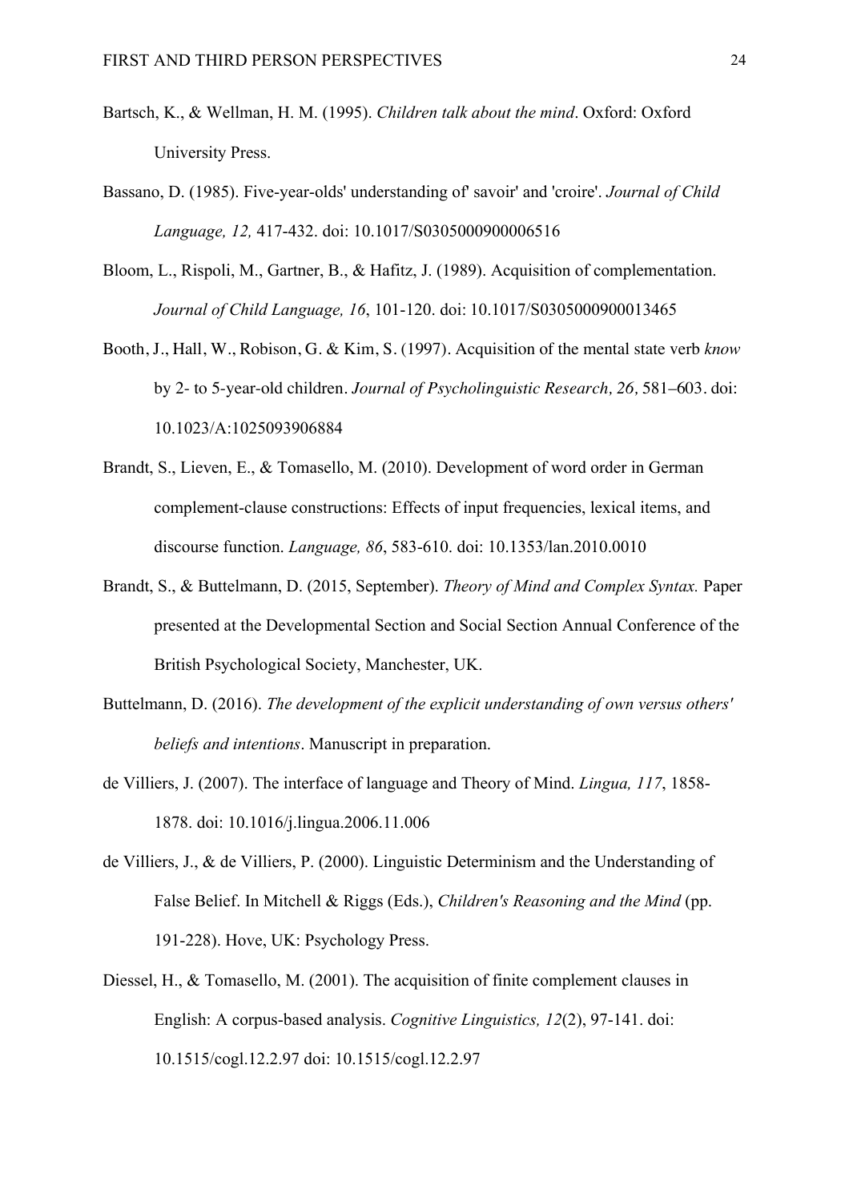Bartsch, K., & Wellman, H. M. (1995). *Children talk about the mind*. Oxford: Oxford University Press.

Bassano, D. (1985). Five-year-olds' understanding of' savoir' and 'croire'. *Journal of Child Language, 12,* 417-432. doi: 10.1017/S0305000900006516

Bloom, L., Rispoli, M., Gartner, B., & Hafitz, J. (1989). Acquisition of complementation. *Journal of Child Language, 16*, 101-120. doi: 10.1017/S0305000900013465

Booth, J., Hall, W., Robison, G. & Kim, S. (1997). Acquisition of the mental state verb *know* by 2- to 5-year-old children. *Journal of Psycholinguistic Research, 26,* 581–603. doi: 10.1023/A:1025093906884

Brandt, S., Lieven, E., & Tomasello, M. (2010). Development of word order in German complement-clause constructions: Effects of input frequencies, lexical items, and discourse function. *Language, 86*, 583-610. doi: 10.1353/lan.2010.0010

Brandt, S., & Buttelmann, D. (2015, September). *Theory of Mind and Complex Syntax.* Paper presented at the Developmental Section and Social Section Annual Conference of the British Psychological Society, Manchester, UK.

Buttelmann, D. (2016). *The development of the explicit understanding of own versus others' beliefs and intentions*. Manuscript in preparation.

de Villiers, J. (2007). The interface of language and Theory of Mind. *Lingua, 117*, 1858-1878. doi: 10.1016/j.lingua.2006.11.006

de Villiers, J., & de Villiers, P. (2000). Linguistic Determinism and the Understanding of False Belief. In Mitchell & Riggs (Eds.), *Children's Reasoning and the Mind* (pp. 191-228). Hove, UK: Psychology Press.

Diessel, H., & Tomasello, M. (2001). The acquisition of finite complement clauses in English: A corpus-based analysis. *Cognitive Linguistics, 12*(2), 97-141. doi: 10.1515/cogl.12.2.97 doi: 10.1515/cogl.12.2.97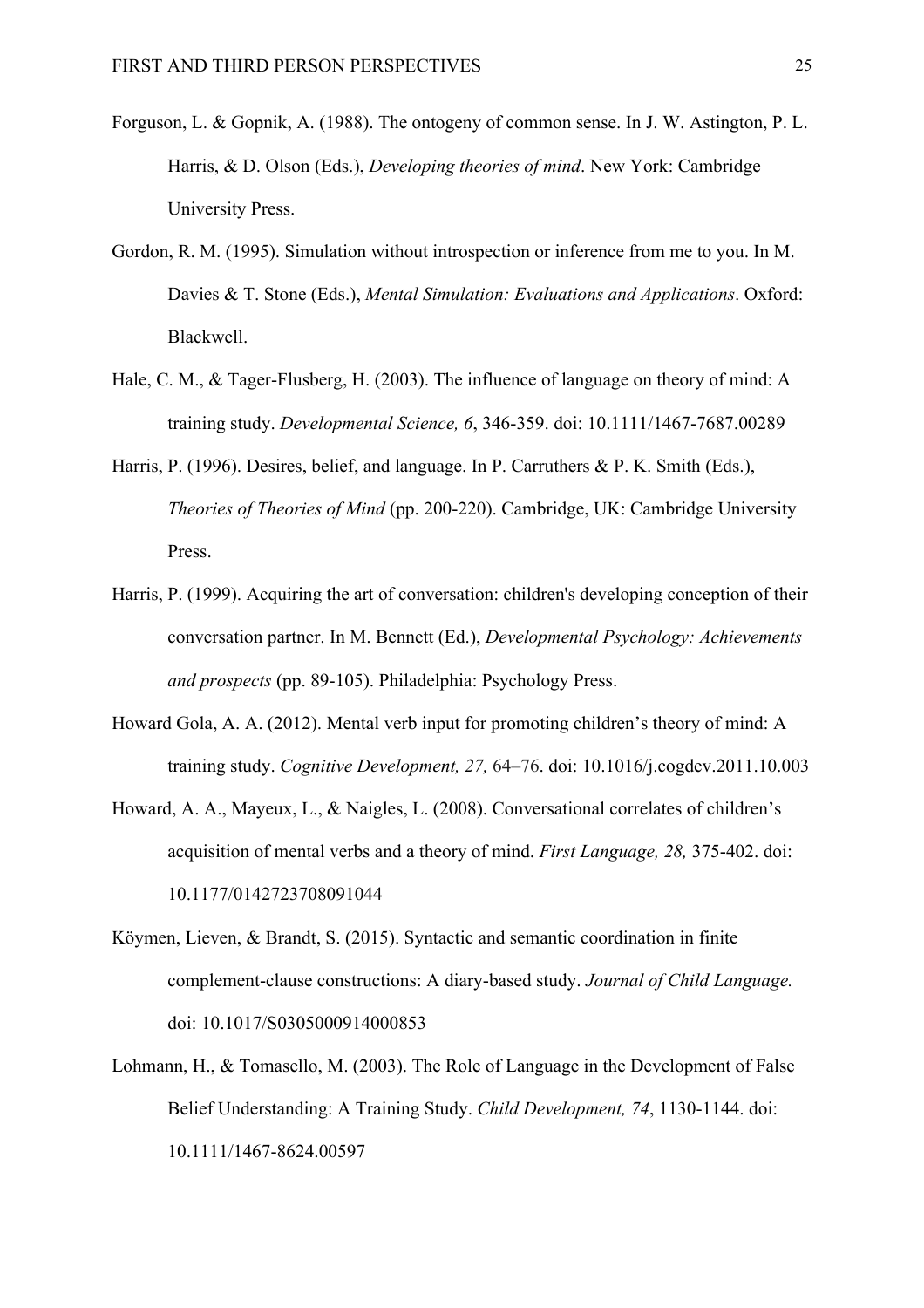Forguson, L. & Gopnik, A. (1988). The ontogeny of common sense. In J. W. Astington, P. L. Harris, & D. Olson (Eds.), *Developing theories of mind*. New York: Cambridge University Press.

Gordon, R. M. (1995). Simulation without introspection or inference from me to you. In M. Davies & T. Stone (Eds.), *Mental Simulation: Evaluations and Applications*. Oxford: Blackwell.

Hale, C. M., & Tager-Flusberg, H. (2003). The influence of language on theory of mind: A training study. *Developmental Science, 6*, 346-359. doi: 10.1111/1467-7687.00289

Harris, P. (1996). Desires, belief, and language. In P. Carruthers & P. K. Smith (Eds.), *Theories of Theories of Mind* (pp. 200-220). Cambridge, UK: Cambridge University Press.

Harris, P. (1999). Acquiring the art of conversation: children's developing conception of their conversation partner. In M. Bennett (Ed.), *Developmental Psychology: Achievements and prospects* (pp. 89-105). Philadelphia: Psychology Press.

Howard Gola, A. A. (2012). Mental verb input for promoting children's theory of mind: A training study. *Cognitive Development, 27,* 64–76. doi: 10.1016/j.cogdev.2011.10.003

Howard, A. A., Mayeux, L., & Naigles, L. (2008). Conversational correlates of children's acquisition of mental verbs and a theory of mind. *First Language, 28,* 375-402. doi: 10.1177/0142723708091044

Köymen, Lieven, & Brandt, S. (2015). Syntactic and semantic coordination in finite complement-clause constructions: A diary-based study. *Journal of Child Language.* doi: 10.1017/S0305000914000853

Lohmann, H., & Tomasello, M. (2003). The Role of Language in the Development of False Belief Understanding: A Training Study. *Child Development, 74*, 1130-1144. doi: 10.1111/1467-8624.00597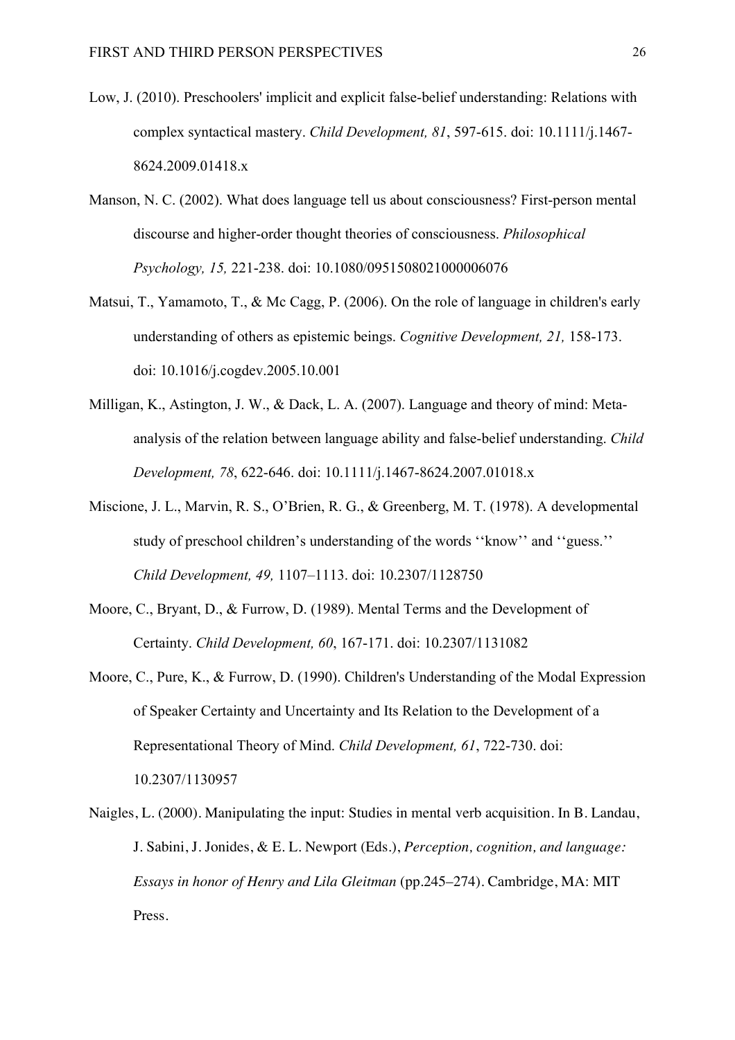Low, J. (2010). Preschoolers' implicit and explicit false-belief understanding: Relations with complex syntactical mastery. *Child Development, 81*, 597-615. doi: 10.1111/j.1467-8624.2009.01418.x

Manson, N. C. (2002). What does language tell us about consciousness? First-person mental discourse and higher-order thought theories of consciousness. *Philosophical Psychology, 15,* 221-238. doi: 10.1080/0951508021000006076

Matsui, T., Yamamoto, T., & Mc Cagg, P. (2006). On the role of language in children's early understanding of others as epistemic beings. *Cognitive Development, 21,* 158-173. doi: 10.1016/j.cogdev.2005.10.001

Milligan, K., Astington, J. W., & Dack, L. A. (2007). Language and theory of mind: Meta-analysis of the relation between language ability and false-belief understanding. *Child Development, 78*, 622-646. doi: 10.1111/j.1467-8624.2007.01018.x

Miscione, J. L., Marvin, R. S., O'Brien, R. G., & Greenberg, M. T. (1978). A developmental study of preschool children's understanding of the words ''know'' and ''guess.'' *Child Development, 49,* 1107–1113. doi: 10.2307/1128750

Moore, C., Bryant, D., & Furrow, D. (1989). Mental Terms and the Development of Certainty. *Child Development, 60*, 167-171. doi: 10.2307/1131082

Moore, C., Pure, K., & Furrow, D. (1990). Children's Understanding of the Modal Expression of Speaker Certainty and Uncertainty and Its Relation to the Development of a Representational Theory of Mind. *Child Development, 61*, 722-730. doi: 10.2307/1130957

Naigles, L. (2000). Manipulating the input: Studies in mental verb acquisition. In B. Landau, J. Sabini, J. Jonides, & E. L. Newport (Eds.), *Perception, cognition, and language: Essays in honor of Henry and Lila Gleitman* (pp.245–274). Cambridge, MA: MIT Press.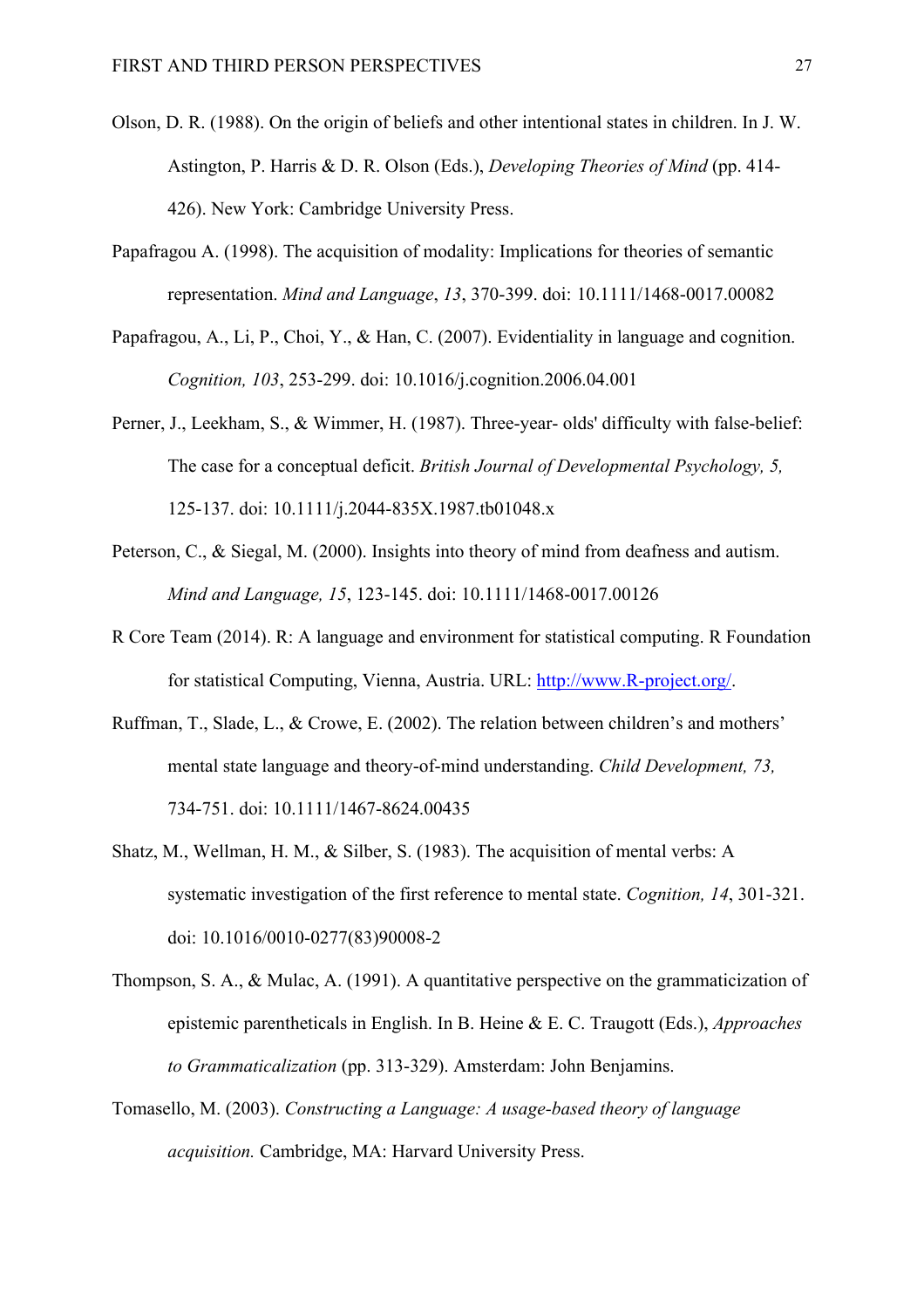Olson, D. R. (1988). On the origin of beliefs and other intentional states in children. In J. W. Astington, P. Harris & D. R. Olson (Eds.), *Developing Theories of Mind* (pp. 414-426). New York: Cambridge University Press.

Papafragou A. (1998). The acquisition of modality: Implications for theories of semantic representation. *Mind and Language*, *13*, 370-399. doi: 10.1111/1468-0017.00082

Papafragou, A., Li, P., Choi, Y., & Han, C. (2007). Evidentiality in language and cognition. *Cognition, 103*, 253-299. doi: 10.1016/j.cognition.2006.04.001

Perner, J., Leekham, S., & Wimmer, H. (1987). Three-year- olds' difficulty with false-belief: The case for a conceptual deficit. *British Journal of Developmental Psychology, 5,* 125-137. doi: 10.1111/j.2044-835X.1987.tb01048.x

Peterson, C., & Siegal, M. (2000). Insights into theory of mind from deafness and autism. *Mind and Language, 15*, 123-145. doi: 10.1111/1468-0017.00126

R Core Team (2014). R: A language and environment for statistical computing. R Foundation for statistical Computing, Vienna, Austria. URL: http://www.R-project.org/.

Ruffman, T., Slade, L., & Crowe, E. (2002). The relation between children's and mothers' mental state language and theory-of-mind understanding. *Child Development, 73,* 734-751. doi: 10.1111/1467-8624.00435

Shatz, M., Wellman, H. M., & Silber, S. (1983). The acquisition of mental verbs: A systematic investigation of the first reference to mental state. *Cognition, 14*, 301-321. doi: 10.1016/0010-0277(83)90008-2

Thompson, S. A., & Mulac, A. (1991). A quantitative perspective on the grammaticization of epistemic parentheticals in English. In B. Heine & E. C. Traugott (Eds.), *Approaches to Grammaticalization* (pp. 313-329). Amsterdam: John Benjamins.

Tomasello, M. (2003). *Constructing a Language: A usage-based theory of language acquisition.* Cambridge, MA: Harvard University Press.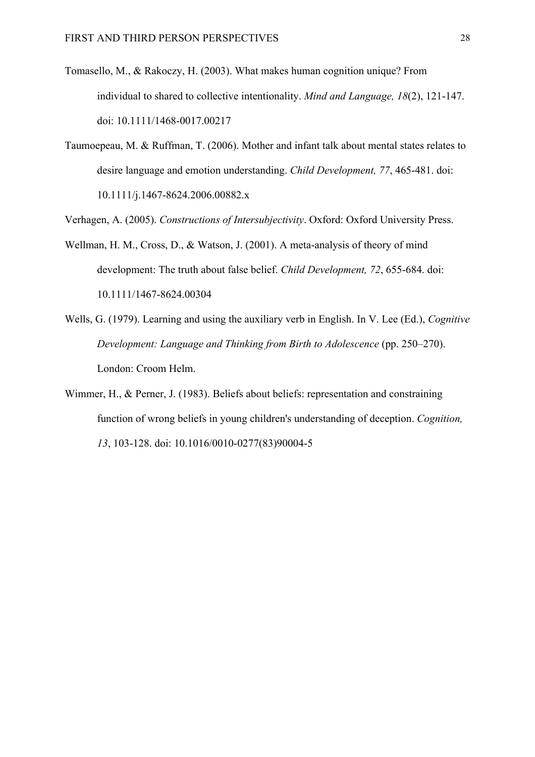Tomasello, M., & Rakoczy, H. (2003). What makes human cognition unique? From individual to shared to collective intentionality. *Mind and Language, 18*(2), 121-147. doi: 10.1111/1468-0017.00217

Taumoepeau, M. & Ruffman, T. (2006). Mother and infant talk about mental states relates to desire language and emotion understanding. *Child Development, 77*, 465-481. doi: 10.1111/j.1467-8624.2006.00882.x

Verhagen, A. (2005). *Constructions of Intersubjectivity*. Oxford: Oxford University Press.

Wellman, H. M., Cross, D., & Watson, J. (2001). A meta-analysis of theory of mind development: The truth about false belief. *Child Development, 72*, 655-684. doi: 10.1111/1467-8624.00304

Wells, G. (1979). Learning and using the auxiliary verb in English. In V. Lee (Ed.), *Cognitive Development: Language and Thinking from Birth to Adolescence* (pp. 250–270). London: Croom Helm.

Wimmer, H., & Perner, J. (1983). Beliefs about beliefs: representation and constraining function of wrong beliefs in young children's understanding of deception. *Cognition, 13*, 103-128. doi: 10.1016/0010-0277(83)90004-5